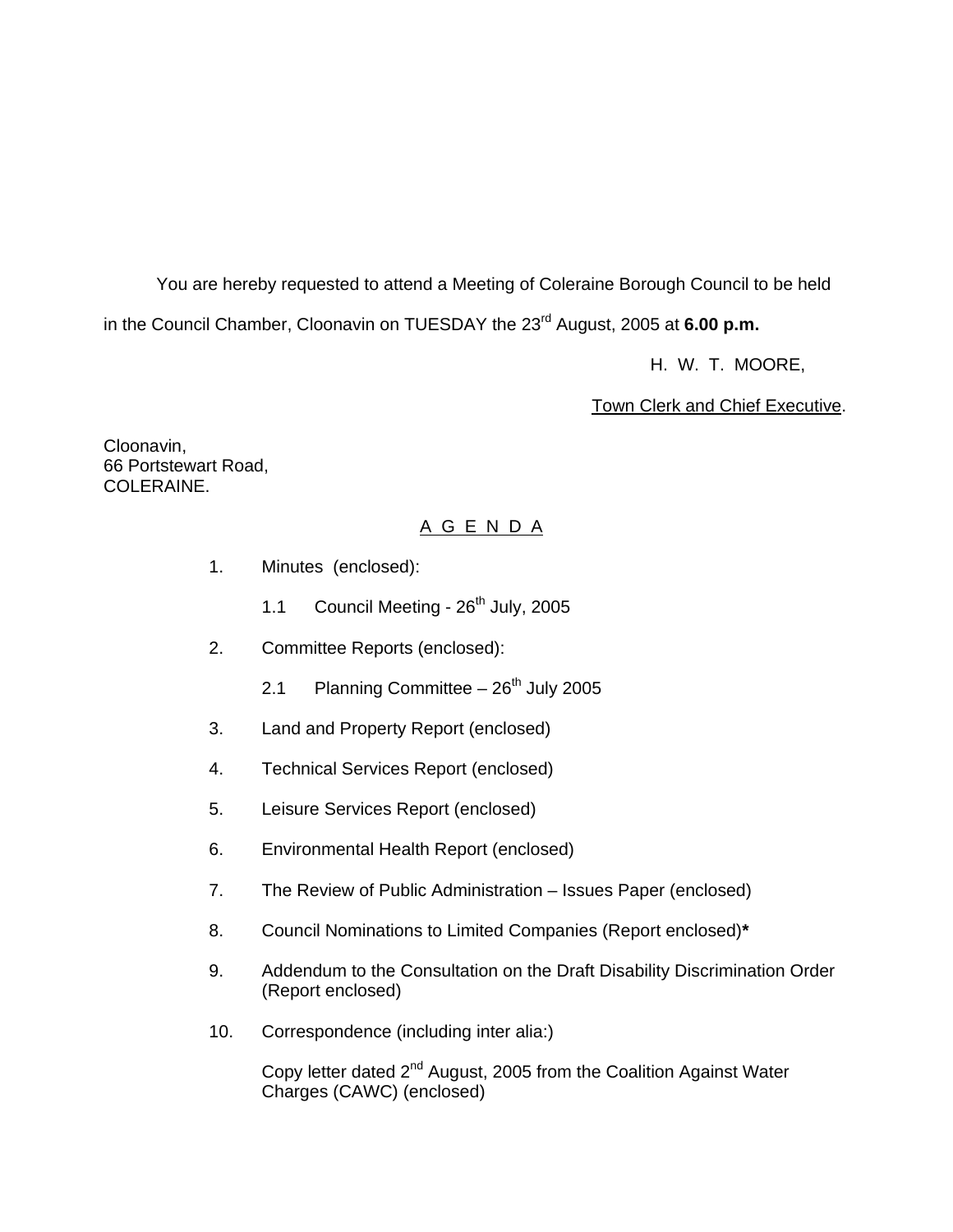You are hereby requested to attend a Meeting of Coleraine Borough Council to be held in the Council Chamber, Cloonavin on TUESDAY the 23rd August, 2005 at **6.00 p.m.**

H. W. T. MOORE,

Town Clerk and Chief Executive.

Cloonavin,
66 Portstewart Road,
COLERAINE.

## A G E N D A

1. Minutes (enclosed):

   1.1 Council Meeting - 26th July, 2005

2. Committee Reports (enclosed):

   2.1 Planning Committee – 26th July 2005

3. Land and Property Report (enclosed)

4. Technical Services Report (enclosed)

5. Leisure Services Report (enclosed)

6. Environmental Health Report (enclosed)

7. The Review of Public Administration – Issues Paper (enclosed)

8. Council Nominations to Limited Companies (Report enclosed)**\***

9. Addendum to the Consultation on the Draft Disability Discrimination Order (Report enclosed)

10. Correspondence (including inter alia:)

    Copy letter dated 2nd August, 2005 from the Coalition Against Water Charges (CAWC) (enclosed)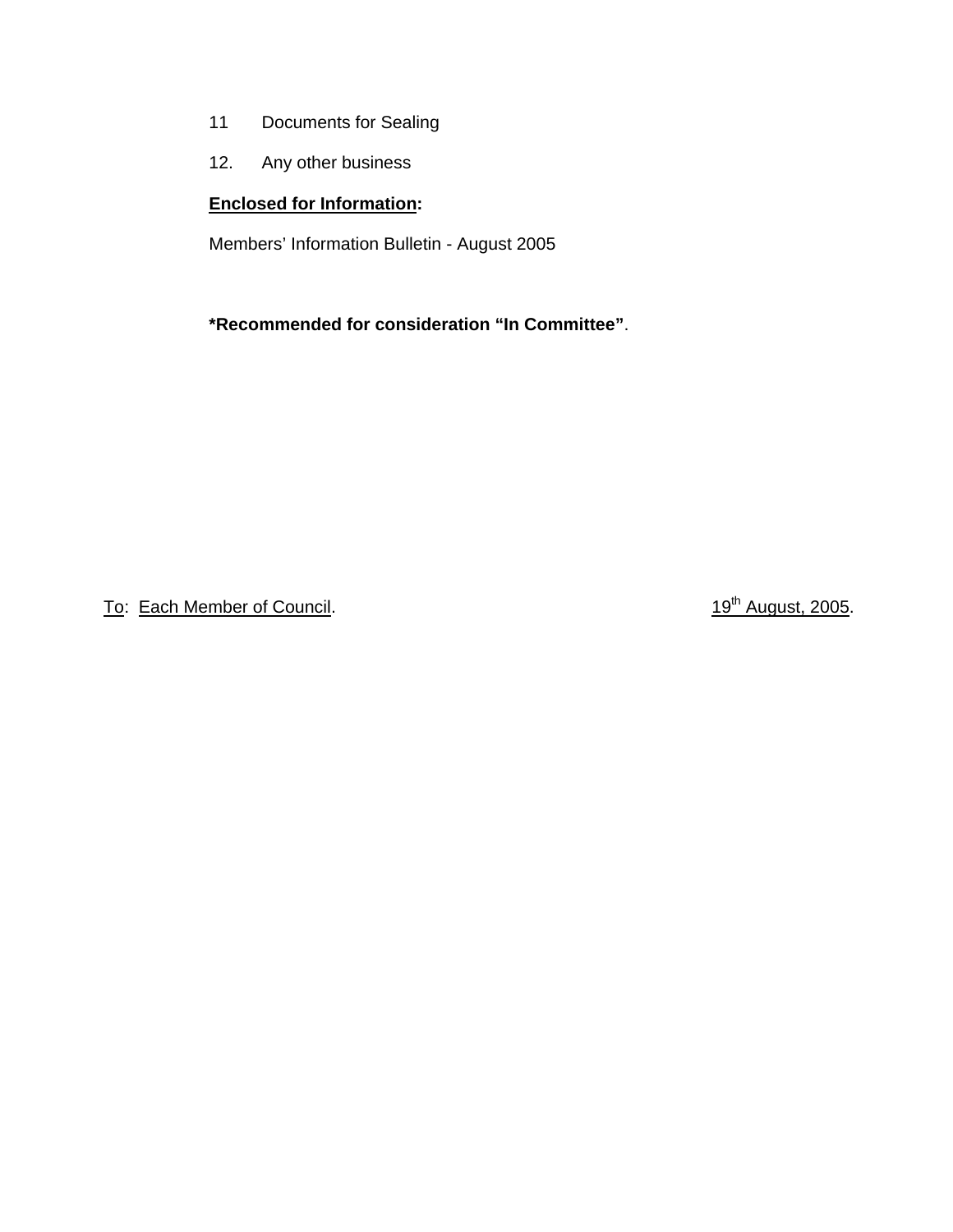11 Documents for Sealing

12. Any other business

**Enclosed for Information:**

Members' Information Bulletin - August 2005

**\*Recommended for consideration "In Committee"**.

To: Each Member of Council. 19th August, 2005.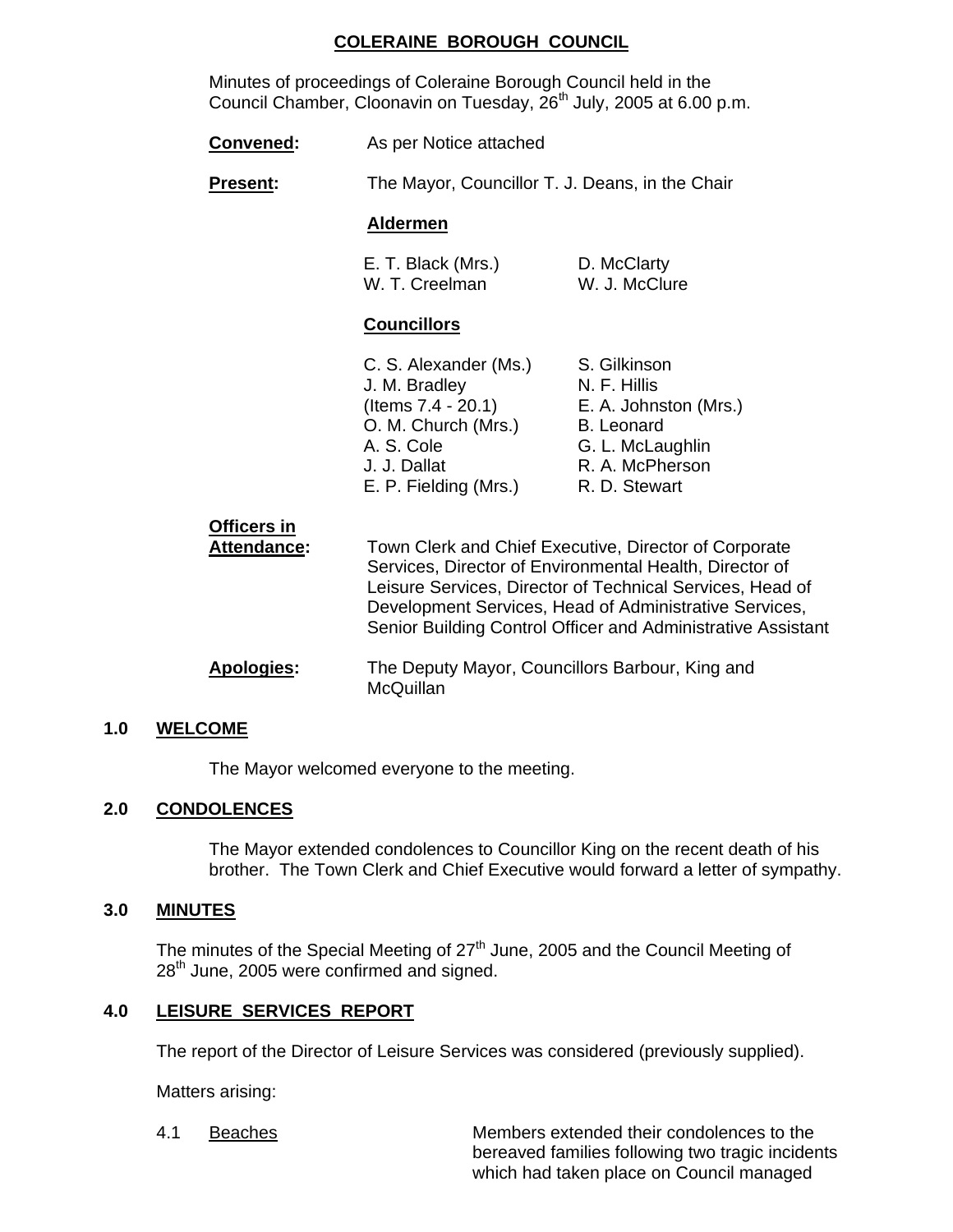# COLERAINE BOROUGH COUNCIL

Minutes of proceedings of Coleraine Borough Council held in the Council Chamber, Cloonavin on Tuesday, 26th July, 2005 at 6.00 p.m.

**Convened:** As per Notice attached

**Present:** The Mayor, Councillor T. J. Deans, in the Chair

**Aldermen**

| | |
|---|---|
| E. T. Black (Mrs.) | D. McClarty |
| W. T. Creelman | W. J. McClure |

**Councillors**

| | |
|---|---|
| C. S. Alexander (Ms.) | S. Gilkinson |
| J. M. Bradley | N. F. Hillis |
| (Items 7.4 - 20.1) | E. A. Johnston (Mrs.) |
| O. M. Church (Mrs.) | B. Leonard |
| A. S. Cole | G. L. McLaughlin |
| J. J. Dallat | R. A. McPherson |
| E. P. Fielding (Mrs.) | R. D. Stewart |

**Officers in Attendance:** Town Clerk and Chief Executive, Director of Corporate Services, Director of Environmental Health, Director of Leisure Services, Director of Technical Services, Head of Development Services, Head of Administrative Services, Senior Building Control Officer and Administrative Assistant

**Apologies:** The Deputy Mayor, Councillors Barbour, King and McQuillan

## 1.0 WELCOME

The Mayor welcomed everyone to the meeting.

## 2.0 CONDOLENCES

The Mayor extended condolences to Councillor King on the recent death of his brother. The Town Clerk and Chief Executive would forward a letter of sympathy.

## 3.0 MINUTES

The minutes of the Special Meeting of 27th June, 2005 and the Council Meeting of 28th June, 2005 were confirmed and signed.

## 4.0 LEISURE SERVICES REPORT

The report of the Director of Leisure Services was considered (previously supplied).

Matters arising:

4.1 Beaches

Members extended their condolences to the bereaved families following two tragic incidents which had taken place on Council managed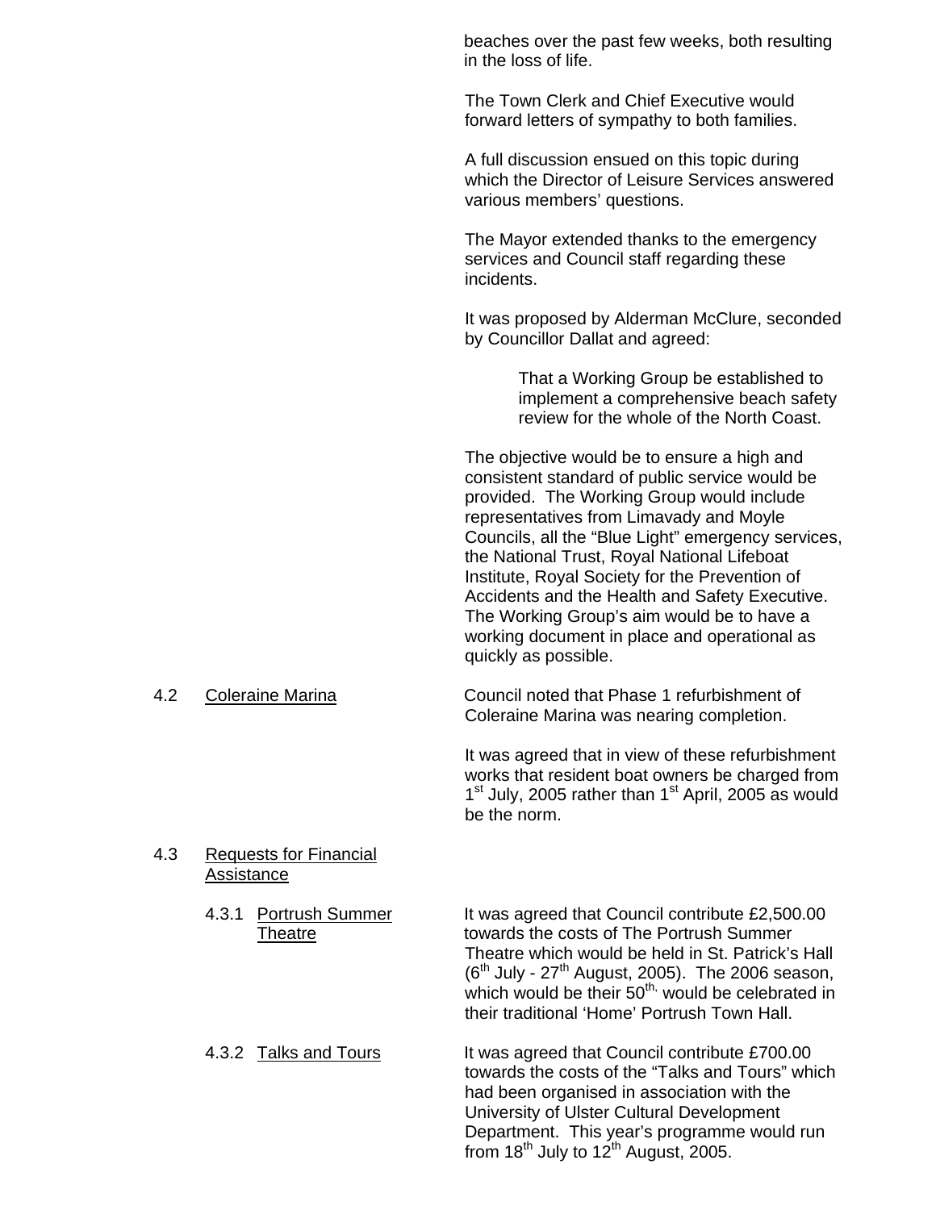beaches over the past few weeks, both resulting in the loss of life.

The Town Clerk and Chief Executive would forward letters of sympathy to both families.

A full discussion ensued on this topic during which the Director of Leisure Services answered various members' questions.

The Mayor extended thanks to the emergency services and Council staff regarding these incidents.

It was proposed by Alderman McClure, seconded by Councillor Dallat and agreed:

> That a Working Group be established to implement a comprehensive beach safety review for the whole of the North Coast.

The objective would be to ensure a high and consistent standard of public service would be provided. The Working Group would include representatives from Limavady and Moyle Councils, all the "Blue Light" emergency services, the National Trust, Royal National Lifeboat Institute, Royal Society for the Prevention of Accidents and the Health and Safety Executive. The Working Group's aim would be to have a working document in place and operational as quickly as possible.

4.2 Coleraine Marina

Council noted that Phase 1 refurbishment of Coleraine Marina was nearing completion.

It was agreed that in view of these refurbishment works that resident boat owners be charged from 1st July, 2005 rather than 1st April, 2005 as would be the norm.

4.3 Requests for Financial Assistance

4.3.1 Portrush Summer Theatre

It was agreed that Council contribute £2,500.00 towards the costs of The Portrush Summer Theatre which would be held in St. Patrick's Hall (6th July - 27th August, 2005). The 2006 season, which would be their 50th, would be celebrated in their traditional 'Home' Portrush Town Hall.

4.3.2 Talks and Tours

It was agreed that Council contribute £700.00 towards the costs of the "Talks and Tours" which had been organised in association with the University of Ulster Cultural Development Department. This year's programme would run from 18th July to 12th August, 2005.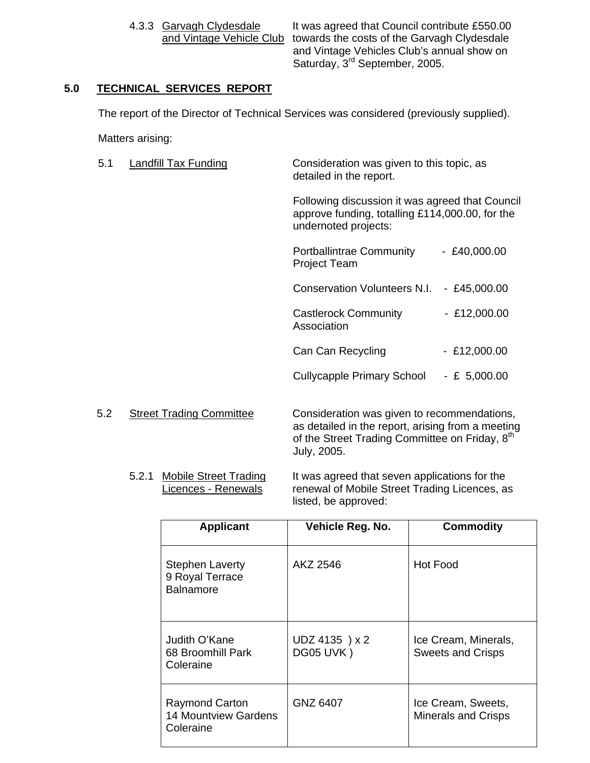4.3.3 Garvagh Clydesdale and Vintage Vehicle Club

It was agreed that Council contribute £550.00 towards the costs of the Garvagh Clydesdale and Vintage Vehicles Club's annual show on Saturday, 3rd September, 2005.

## 5.0 TECHNICAL SERVICES REPORT

The report of the Director of Technical Services was considered (previously supplied).

Matters arising:

5.1 Landfill Tax Funding

Consideration was given to this topic, as detailed in the report.

Following discussion it was agreed that Council approve funding, totalling £114,000.00, for the undernoted projects:

| | |
|---|---|
| Portballintrae Community Project Team | - £40,000.00 |
| Conservation Volunteers N.I. | - £45,000.00 |
| Castlerock Community Association | - £12,000.00 |
| Can Can Recycling | - £12,000.00 |
| Cullycapple Primary School | - £ 5,000.00 |

5.2 Street Trading Committee

Consideration was given to recommendations, as detailed in the report, arising from a meeting of the Street Trading Committee on Friday, 8th July, 2005.

5.2.1 Mobile Street Trading Licences - Renewals

It was agreed that seven applications for the renewal of Mobile Street Trading Licences, as listed, be approved:

| Applicant | Vehicle Reg. No. | Commodity |
|---|---|---|
| Stephen Laverty<br>9 Royal Terrace<br>Balnamore | AKZ 2546 | Hot Food |
| Judith O'Kane<br>68 Broomhill Park<br>Coleraine | UDZ 4135 ) x 2<br>DG05 UVK ) | Ice Cream, Minerals, Sweets and Crisps |
| Raymond Carton<br>14 Mountview Gardens<br>Coleraine | GNZ 6407 | Ice Cream, Sweets, Minerals and Crisps |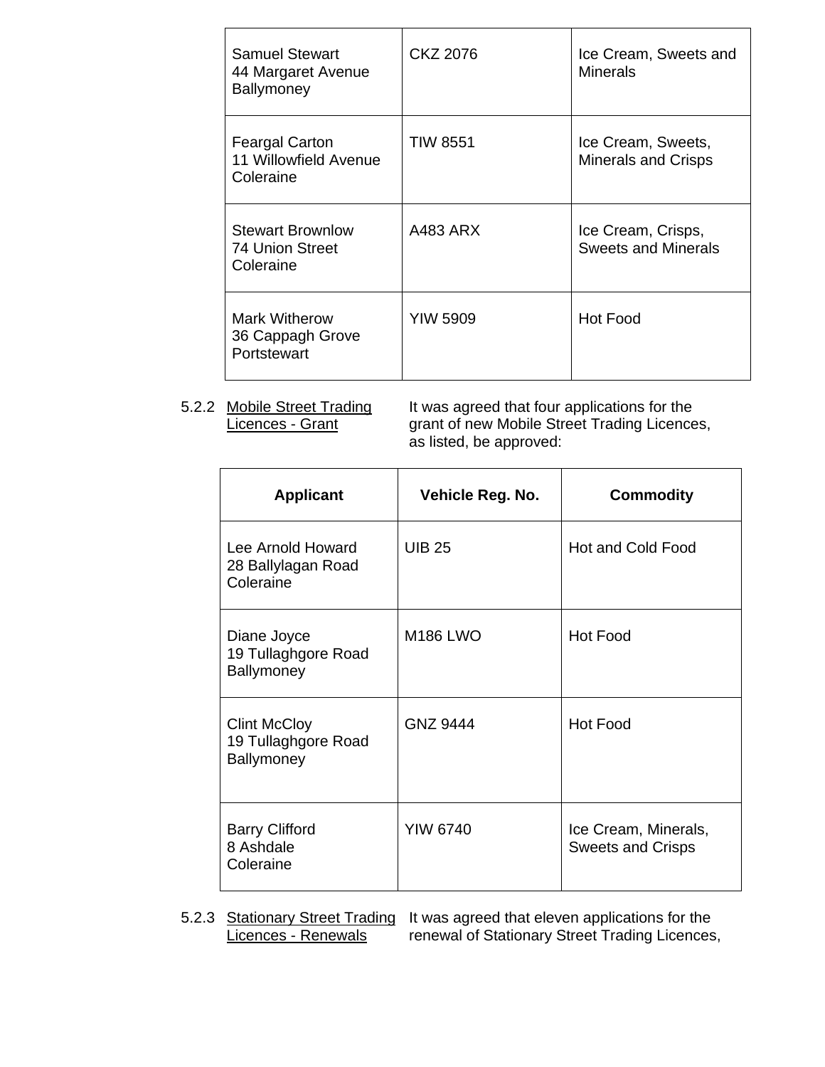| | | |
|---|---|---|
| Samuel Stewart<br>44 Margaret Avenue<br>Ballymoney | CKZ 2076 | Ice Cream, Sweets and Minerals |
| Feargal Carton<br>11 Willowfield Avenue<br>Coleraine | TIW 8551 | Ice Cream, Sweets, Minerals and Crisps |
| Stewart Brownlow<br>74 Union Street<br>Coleraine | A483 ARX | Ice Cream, Crisps, Sweets and Minerals |
| Mark Witherow<br>36 Cappagh Grove<br>Portstewart | YIW 5909 | Hot Food |

5.2.2 Mobile Street Trading Licences - Grant

It was agreed that four applications for the grant of new Mobile Street Trading Licences, as listed, be approved:

| Applicant | Vehicle Reg. No. | Commodity |
|---|---|---|
| Lee Arnold Howard<br>28 Ballylagan Road<br>Coleraine | UIB 25 | Hot and Cold Food |
| Diane Joyce<br>19 Tullaghgore Road<br>Ballymoney | M186 LWO | Hot Food |
| Clint McCloy<br>19 Tullaghgore Road<br>Ballymoney | GNZ 9444 | Hot Food |
| Barry Clifford<br>8 Ashdale<br>Coleraine | YIW 6740 | Ice Cream, Minerals, Sweets and Crisps |

5.2.3 Stationary Street Trading Licences - Renewals

It was agreed that eleven applications for the renewal of Stationary Street Trading Licences,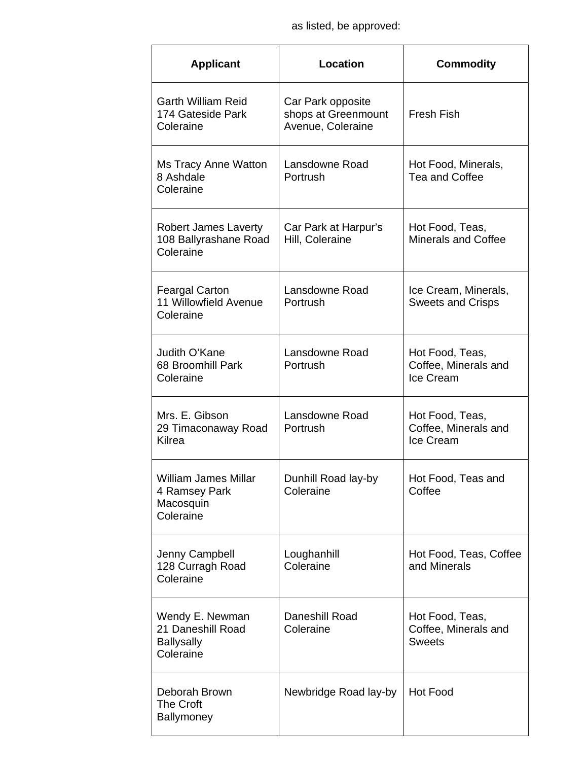as listed, be approved:

| Applicant | Location | Commodity |
| --- | --- | --- |
| Garth William Reid<br>174 Gateside Park<br>Coleraine | Car Park opposite shops at Greenmount Avenue, Coleraine | Fresh Fish |
| Ms Tracy Anne Watton<br>8 Ashdale<br>Coleraine | Lansdowne Road<br>Portrush | Hot Food, Minerals, Tea and Coffee |
| Robert James Laverty<br>108 Ballyrashane Road<br>Coleraine | Car Park at Harpur's Hill, Coleraine | Hot Food, Teas, Minerals and Coffee |
| Feargal Carton<br>11 Willowfield Avenue<br>Coleraine | Lansdowne Road<br>Portrush | Ice Cream, Minerals, Sweets and Crisps |
| Judith O'Kane<br>68 Broomhill Park<br>Coleraine | Lansdowne Road<br>Portrush | Hot Food, Teas, Coffee, Minerals and Ice Cream |
| Mrs. E. Gibson<br>29 Timaconaway Road<br>Kilrea | Lansdowne Road<br>Portrush | Hot Food, Teas, Coffee, Minerals and Ice Cream |
| William James Millar<br>4 Ramsey Park<br>Macosquin<br>Coleraine | Dunhill Road lay-by<br>Coleraine | Hot Food, Teas and Coffee |
| Jenny Campbell<br>128 Curragh Road<br>Coleraine | Loughanhill<br>Coleraine | Hot Food, Teas, Coffee and Minerals |
| Wendy E. Newman<br>21 Daneshill Road<br>Ballysally<br>Coleraine | Daneshill Road<br>Coleraine | Hot Food, Teas, Coffee, Minerals and Sweets |
| Deborah Brown<br>The Croft<br>Ballymoney | Newbridge Road lay-by | Hot Food |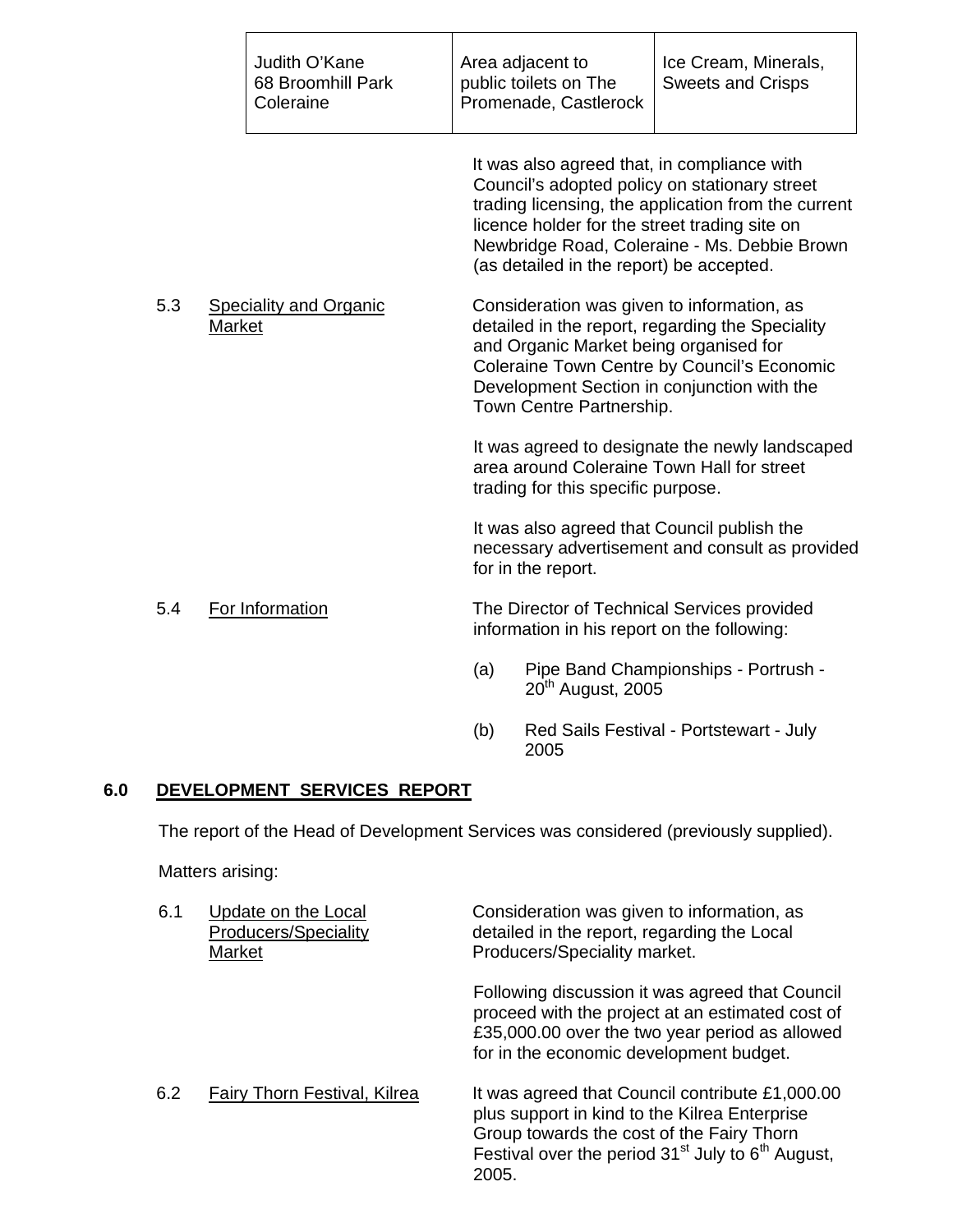| Judith O'Kane<br>68 Broomhill Park<br>Coleraine | Area adjacent to public toilets on The Promenade, Castlerock | Ice Cream, Minerals, Sweets and Crisps |
|---|---|---|

It was also agreed that, in compliance with Council's adopted policy on stationary street trading licensing, the application from the current licence holder for the street trading site on Newbridge Road, Coleraine - Ms. Debbie Brown (as detailed in the report) be accepted.

5.3 Speciality and Organic Market

Consideration was given to information, as detailed in the report, regarding the Speciality and Organic Market being organised for Coleraine Town Centre by Council's Economic Development Section in conjunction with the Town Centre Partnership.

It was agreed to designate the newly landscaped area around Coleraine Town Hall for street trading for this specific purpose.

It was also agreed that Council publish the necessary advertisement and consult as provided for in the report.

5.4 For Information

The Director of Technical Services provided information in his report on the following:

(a) Pipe Band Championships - Portrush - 20th August, 2005

(b) Red Sails Festival - Portstewart - July 2005

## 6.0 DEVELOPMENT SERVICES REPORT

The report of the Head of Development Services was considered (previously supplied).

Matters arising:

6.1 Update on the Local Producers/Speciality Market

Consideration was given to information, as detailed in the report, regarding the Local Producers/Speciality market.

Following discussion it was agreed that Council proceed with the project at an estimated cost of £35,000.00 over the two year period as allowed for in the economic development budget.

6.2 Fairy Thorn Festival, Kilrea

It was agreed that Council contribute £1,000.00 plus support in kind to the Kilrea Enterprise Group towards the cost of the Fairy Thorn Festival over the period 31st July to 6th August, 2005.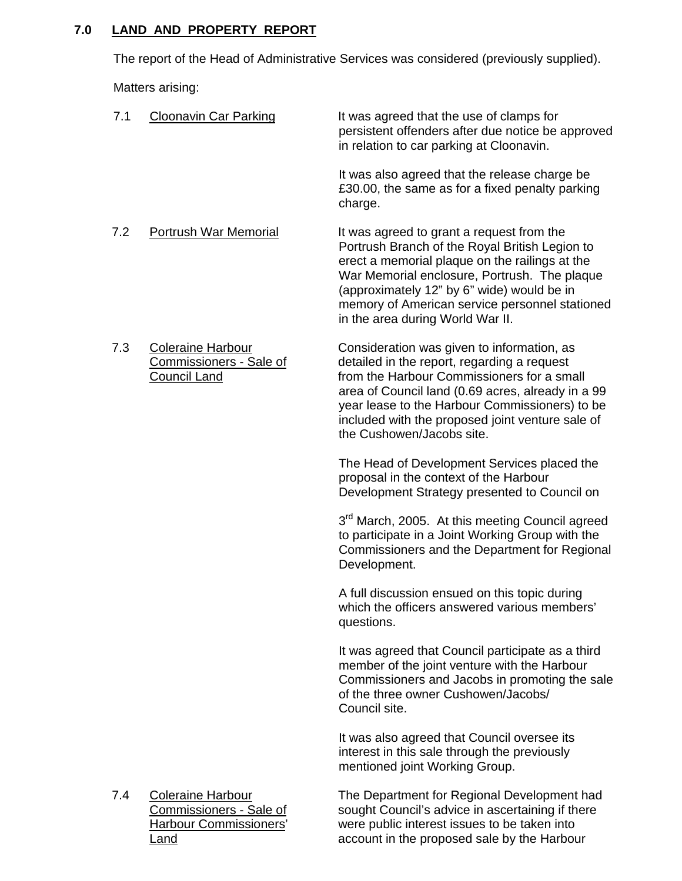## 7.0 LAND AND PROPERTY REPORT

The report of the Head of Administrative Services was considered (previously supplied).

Matters arising:

7.1 Cloonavin Car Parking

It was agreed that the use of clamps for persistent offenders after due notice be approved in relation to car parking at Cloonavin.

It was also agreed that the release charge be £30.00, the same as for a fixed penalty parking charge.

7.2 Portrush War Memorial

It was agreed to grant a request from the Portrush Branch of the Royal British Legion to erect a memorial plaque on the railings at the War Memorial enclosure, Portrush. The plaque (approximately 12" by 6" wide) would be in memory of American service personnel stationed in the area during World War II.

7.3 Coleraine Harbour Commissioners - Sale of Council Land

Consideration was given to information, as detailed in the report, regarding a request from the Harbour Commissioners for a small area of Council land (0.69 acres, already in a 99 year lease to the Harbour Commissioners) to be included with the proposed joint venture sale of the Cushowen/Jacobs site.

The Head of Development Services placed the proposal in the context of the Harbour Development Strategy presented to Council on 3rd March, 2005. At this meeting Council agreed to participate in a Joint Working Group with the Commissioners and the Department for Regional Development.

A full discussion ensued on this topic during which the officers answered various members' questions.

It was agreed that Council participate as a third member of the joint venture with the Harbour Commissioners and Jacobs in promoting the sale of the three owner Cushowen/Jacobs/ Council site.

It was also agreed that Council oversee its interest in this sale through the previously mentioned joint Working Group.

7.4 Coleraine Harbour Commissioners - Sale of Harbour Commissioners' Land

The Department for Regional Development had sought Council's advice in ascertaining if there were public interest issues to be taken into account in the proposed sale by the Harbour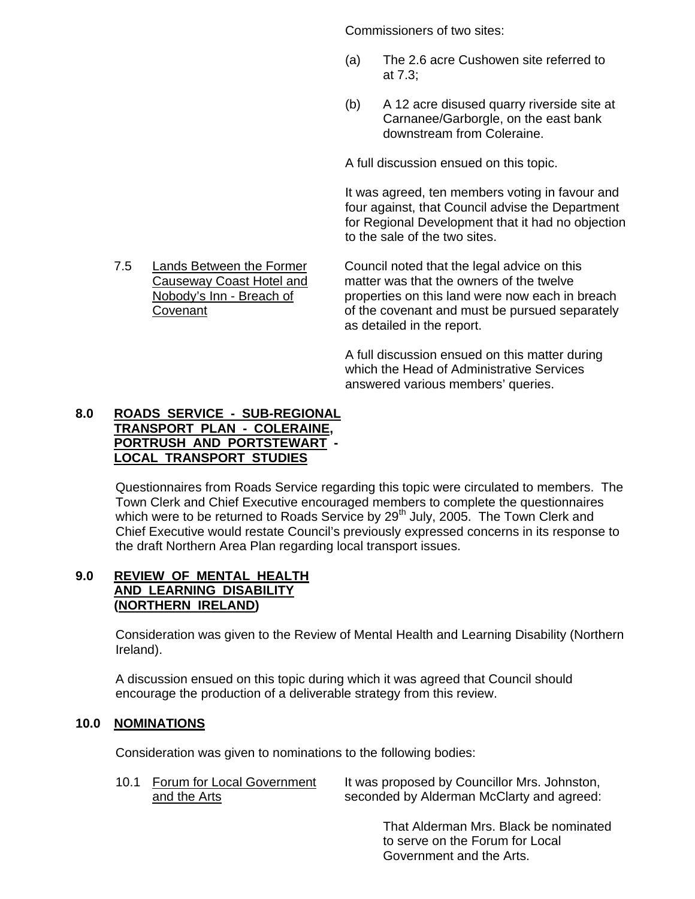Commissioners of two sites:

(a) The 2.6 acre Cushowen site referred to at 7.3;

(b) A 12 acre disused quarry riverside site at Carnanee/Garborgle, on the east bank downstream from Coleraine.

A full discussion ensued on this topic.

It was agreed, ten members voting in favour and four against, that Council advise the Department for Regional Development that it had no objection to the sale of the two sites.

7.5 Lands Between the Former Causeway Coast Hotel and Nobody's Inn - Breach of Covenant

Council noted that the legal advice on this matter was that the owners of the twelve properties on this land were now each in breach of the covenant and must be pursued separately as detailed in the report.

A full discussion ensued on this matter during which the Head of Administrative Services answered various members' queries.

## 8.0 ROADS SERVICE - SUB-REGIONAL TRANSPORT PLAN - COLERAINE, PORTRUSH AND PORTSTEWART - LOCAL TRANSPORT STUDIES

Questionnaires from Roads Service regarding this topic were circulated to members. The Town Clerk and Chief Executive encouraged members to complete the questionnaires which were to be returned to Roads Service by 29th July, 2005. The Town Clerk and Chief Executive would restate Council's previously expressed concerns in its response to the draft Northern Area Plan regarding local transport issues.

## 9.0 REVIEW OF MENTAL HEALTH AND LEARNING DISABILITY (NORTHERN IRELAND)

Consideration was given to the Review of Mental Health and Learning Disability (Northern Ireland).

A discussion ensued on this topic during which it was agreed that Council should encourage the production of a deliverable strategy from this review.

## 10.0 NOMINATIONS

Consideration was given to nominations to the following bodies:

10.1 Forum for Local Government and the Arts

It was proposed by Councillor Mrs. Johnston, seconded by Alderman McClarty and agreed:

That Alderman Mrs. Black be nominated to serve on the Forum for Local Government and the Arts.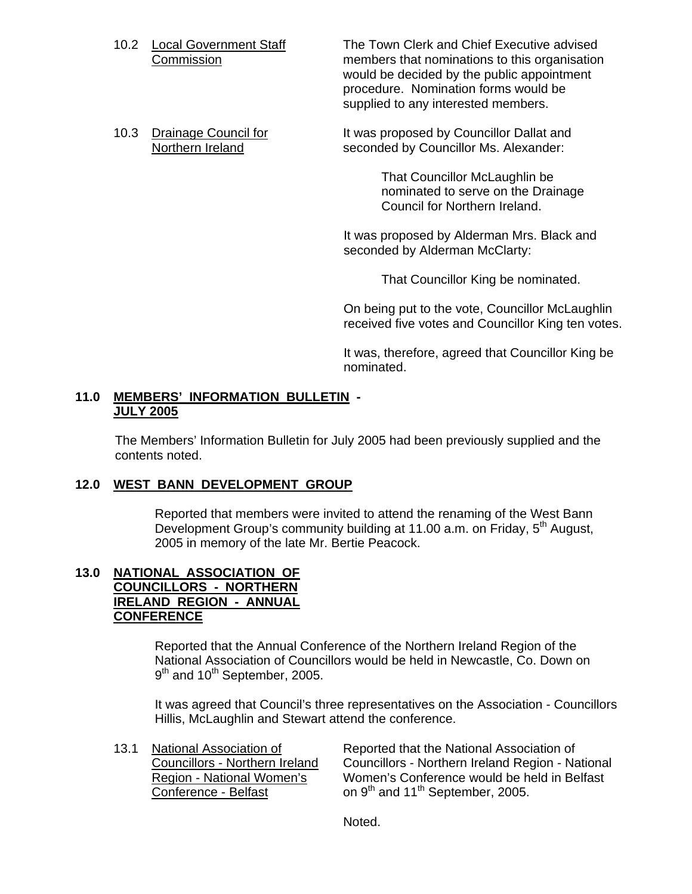10.2 Local Government Staff Commission

The Town Clerk and Chief Executive advised members that nominations to this organisation would be decided by the public appointment procedure. Nomination forms would be supplied to any interested members.

10.3 Drainage Council for Northern Ireland

It was proposed by Councillor Dallat and seconded by Councillor Ms. Alexander:

> That Councillor McLaughlin be nominated to serve on the Drainage Council for Northern Ireland.

It was proposed by Alderman Mrs. Black and seconded by Alderman McClarty:

> That Councillor King be nominated.

On being put to the vote, Councillor McLaughlin received five votes and Councillor King ten votes.

It was, therefore, agreed that Councillor King be nominated.

## 11.0 MEMBERS' INFORMATION BULLETIN - JULY 2005

The Members' Information Bulletin for July 2005 had been previously supplied and the contents noted.

## 12.0 WEST BANN DEVELOPMENT GROUP

Reported that members were invited to attend the renaming of the West Bann Development Group's community building at 11.00 a.m. on Friday, 5th August, 2005 in memory of the late Mr. Bertie Peacock.

## 13.0 NATIONAL ASSOCIATION OF COUNCILLORS - NORTHERN IRELAND REGION - ANNUAL CONFERENCE

Reported that the Annual Conference of the Northern Ireland Region of the National Association of Councillors would be held in Newcastle, Co. Down on 9th and 10th September, 2005.

It was agreed that Council's three representatives on the Association - Councillors Hillis, McLaughlin and Stewart attend the conference.

13.1 National Association of Councillors - Northern Ireland Region - National Women's Conference - Belfast

Reported that the National Association of Councillors - Northern Ireland Region - National Women's Conference would be held in Belfast on 9th and 11th September, 2005.

Noted.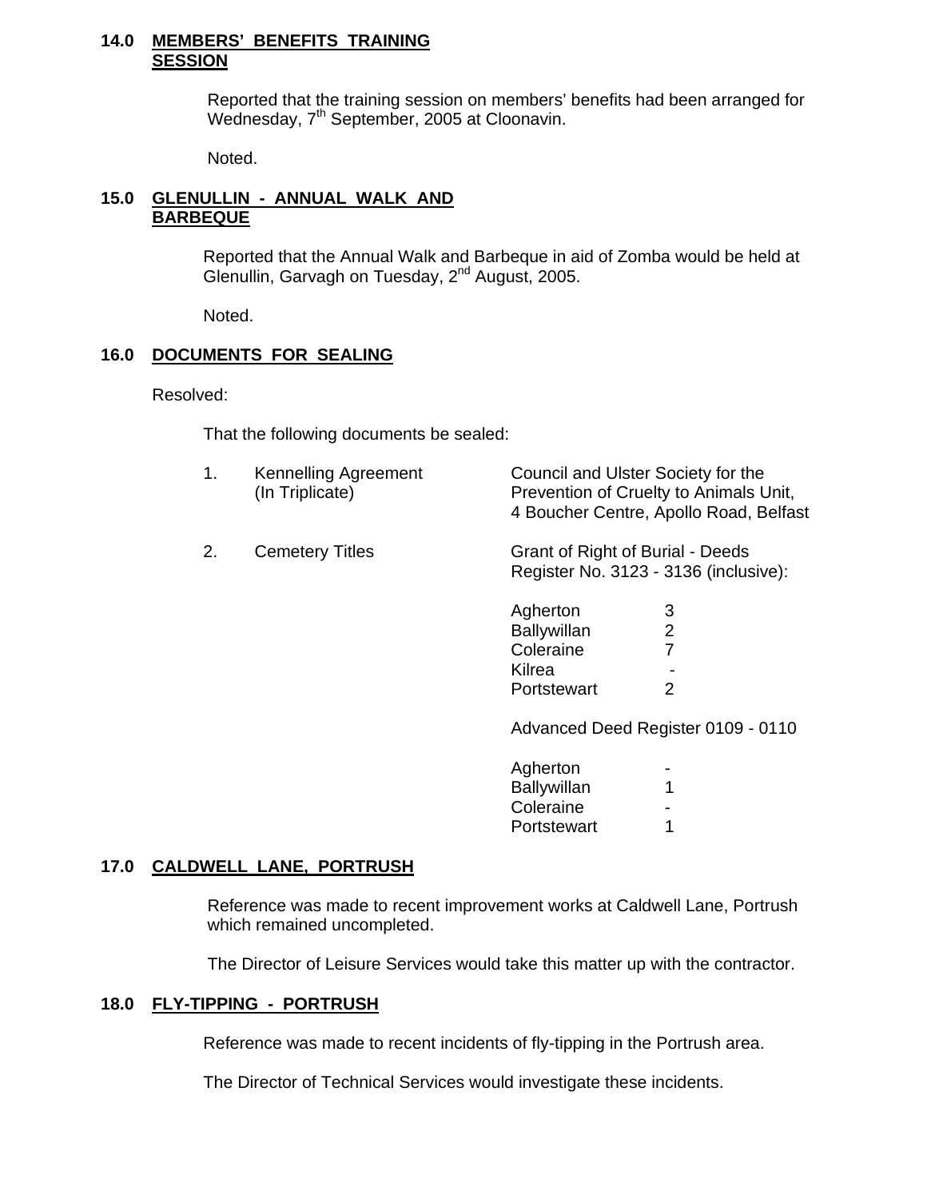## 14.0 MEMBERS' BENEFITS TRAINING SESSION

Reported that the training session on members' benefits had been arranged for Wednesday, 7th September, 2005 at Cloonavin.

Noted.

## 15.0 GLENULLIN - ANNUAL WALK AND BARBEQUE

Reported that the Annual Walk and Barbeque in aid of Zomba would be held at Glenullin, Garvagh on Tuesday, 2nd August, 2005.

Noted.

## 16.0 DOCUMENTS FOR SEALING

Resolved:

That the following documents be sealed:

1. Kennelling Agreement (In Triplicate) — Council and Ulster Society for the Prevention of Cruelty to Animals Unit, 4 Boucher Centre, Apollo Road, Belfast

2. Cemetery Titles — Grant of Right of Burial - Deeds Register No. 3123 - 3136 (inclusive):

| | |
|---|---|
| Agherton | 3 |
| Ballywillan | 2 |
| Coleraine | 7 |
| Kilrea | - |
| Portstewart | 2 |

Advanced Deed Register 0109 - 0110

| | |
|---|---|
| Agherton | - |
| Ballywillan | 1 |
| Coleraine | - |
| Portstewart | 1 |

## 17.0 CALDWELL LANE, PORTRUSH

Reference was made to recent improvement works at Caldwell Lane, Portrush which remained uncompleted.

The Director of Leisure Services would take this matter up with the contractor.

## 18.0 FLY-TIPPING - PORTRUSH

Reference was made to recent incidents of fly-tipping in the Portrush area.

The Director of Technical Services would investigate these incidents.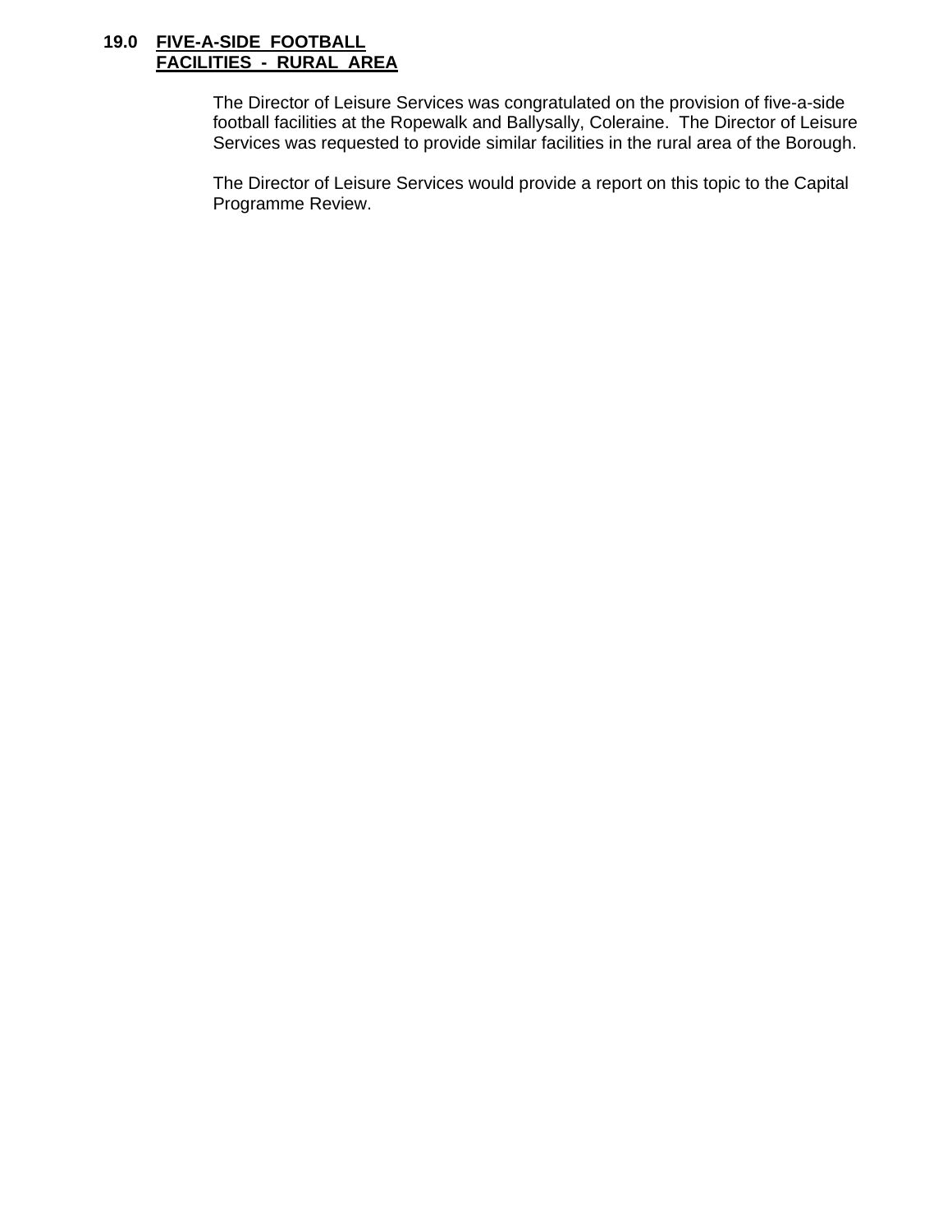## 19.0 FIVE-A-SIDE FOOTBALL FACILITIES - RURAL AREA

The Director of Leisure Services was congratulated on the provision of five-a-side football facilities at the Ropewalk and Ballysally, Coleraine. The Director of Leisure Services was requested to provide similar facilities in the rural area of the Borough.

The Director of Leisure Services would provide a report on this topic to the Capital Programme Review.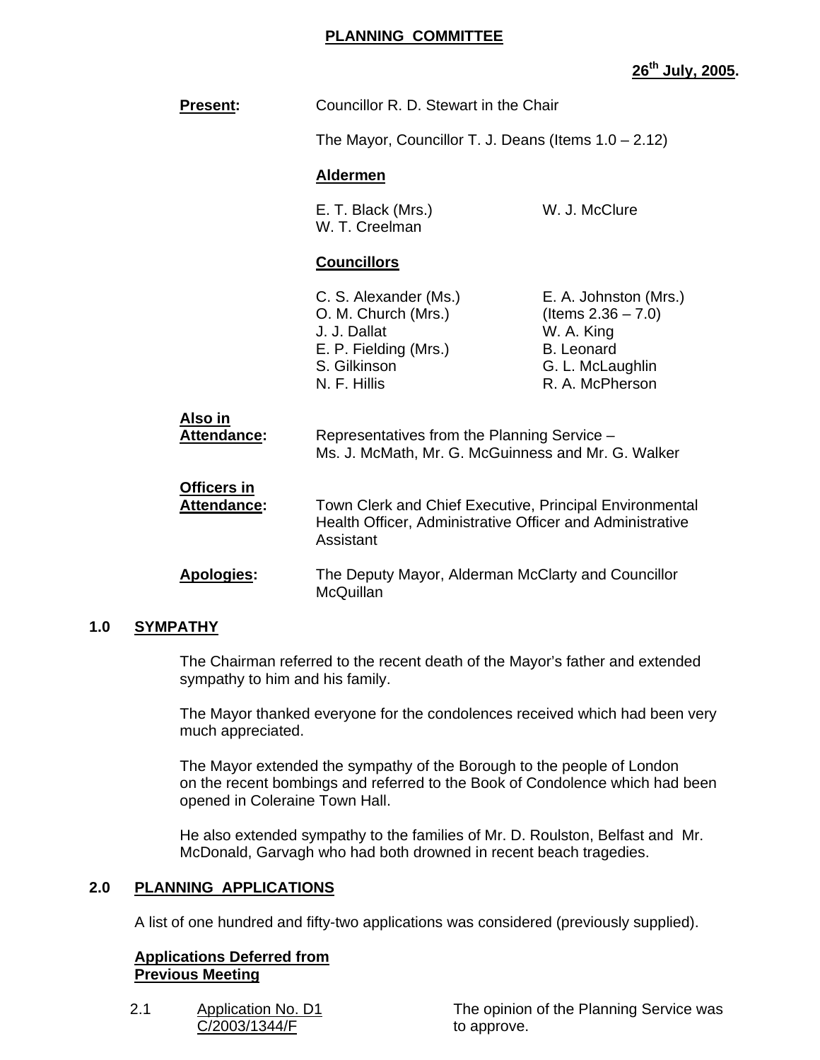**PLANNING COMMITTEE**

**26th July, 2005.**

**Present:** Councillor R. D. Stewart in the Chair

The Mayor, Councillor T. J. Deans (Items 1.0 – 2.12)

**Aldermen**

E. T. Black (Mrs.)
W. J. McClure
W. T. Creelman

**Councillors**

C. S. Alexander (Ms.)
O. M. Church (Mrs.)
J. J. Dallat
E. P. Fielding (Mrs.)
S. Gilkinson
N. F. Hillis
E. A. Johnston (Mrs.) (Items 2.36 – 7.0)
W. A. King
B. Leonard
G. L. McLaughlin
R. A. McPherson

**Also in Attendance:** Representatives from the Planning Service – Ms. J. McMath, Mr. G. McGuinness and Mr. G. Walker

**Officers in Attendance:** Town Clerk and Chief Executive, Principal Environmental Health Officer, Administrative Officer and Administrative Assistant

**Apologies:** The Deputy Mayor, Alderman McClarty and Councillor McQuillan

## 1.0 SYMPATHY

The Chairman referred to the recent death of the Mayor's father and extended sympathy to him and his family.

The Mayor thanked everyone for the condolences received which had been very much appreciated.

The Mayor extended the sympathy of the Borough to the people of London on the recent bombings and referred to the Book of Condolence which had been opened in Coleraine Town Hall.

He also extended sympathy to the families of Mr. D. Roulston, Belfast and Mr. McDonald, Garvagh who had both drowned in recent beach tragedies.

## 2.0 PLANNING APPLICATIONS

A list of one hundred and fifty-two applications was considered (previously supplied).

**Applications Deferred from Previous Meeting**

2.1 Application No. D1 C/2003/1344/F — The opinion of the Planning Service was to approve.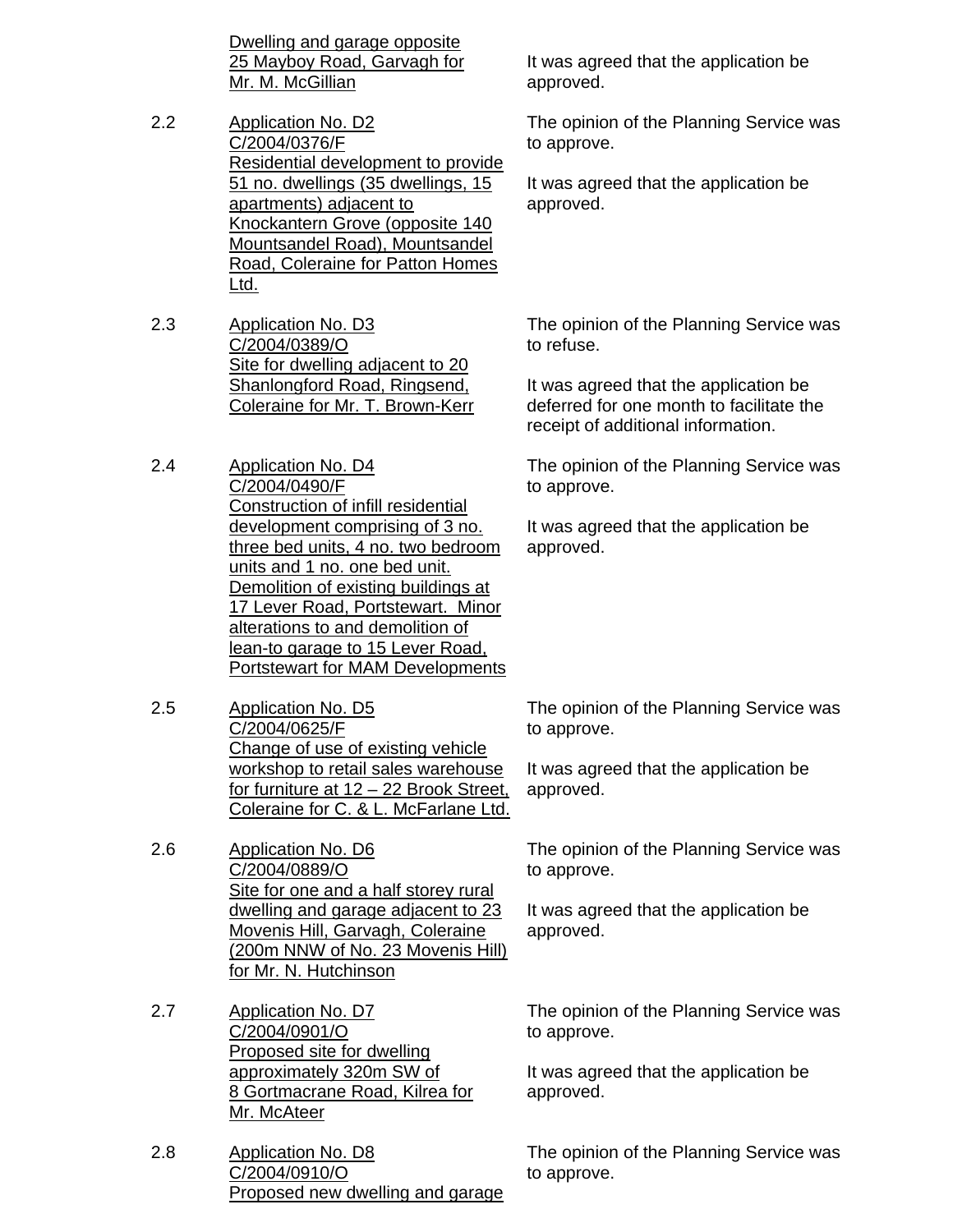Dwelling and garage opposite 25 Mayboy Road, Garvagh for Mr. M. McGillian

It was agreed that the application be approved.

2.2 Application No. D2
C/2004/0376/F
Residential development to provide 51 no. dwellings (35 dwellings, 15 apartments) adjacent to Knockantern Grove (opposite 140 Mountsandel Road), Mountsandel Road, Coleraine for Patton Homes Ltd.

The opinion of the Planning Service was to approve.

It was agreed that the application be approved.

2.3 Application No. D3
C/2004/0389/O
Site for dwelling adjacent to 20 Shanlongford Road, Ringsend, Coleraine for Mr. T. Brown-Kerr

The opinion of the Planning Service was to refuse.

It was agreed that the application be deferred for one month to facilitate the receipt of additional information.

2.4 Application No. D4
C/2004/0490/F
Construction of infill residential development comprising of 3 no. three bed units, 4 no. two bedroom units and 1 no. one bed unit. Demolition of existing buildings at 17 Lever Road, Portstewart. Minor alterations to and demolition of lean-to garage to 15 Lever Road, Portstewart for MAM Developments

The opinion of the Planning Service was to approve.

It was agreed that the application be approved.

2.5 Application No. D5
C/2004/0625/F
Change of use of existing vehicle workshop to retail sales warehouse for furniture at 12 – 22 Brook Street, Coleraine for C. & L. McFarlane Ltd.

The opinion of the Planning Service was to approve.

It was agreed that the application be approved.

2.6 Application No. D6
C/2004/0889/O
Site for one and a half storey rural dwelling and garage adjacent to 23 Movenis Hill, Garvagh, Coleraine (200m NNW of No. 23 Movenis Hill) for Mr. N. Hutchinson

The opinion of the Planning Service was to approve.

It was agreed that the application be approved.

2.7 Application No. D7
C/2004/0901/O
Proposed site for dwelling approximately 320m SW of 8 Gortmacrane Road, Kilrea for Mr. McAteer

The opinion of the Planning Service was to approve.

It was agreed that the application be approved.

2.8 Application No. D8
C/2004/0910/O
Proposed new dwelling and garage

The opinion of the Planning Service was to approve.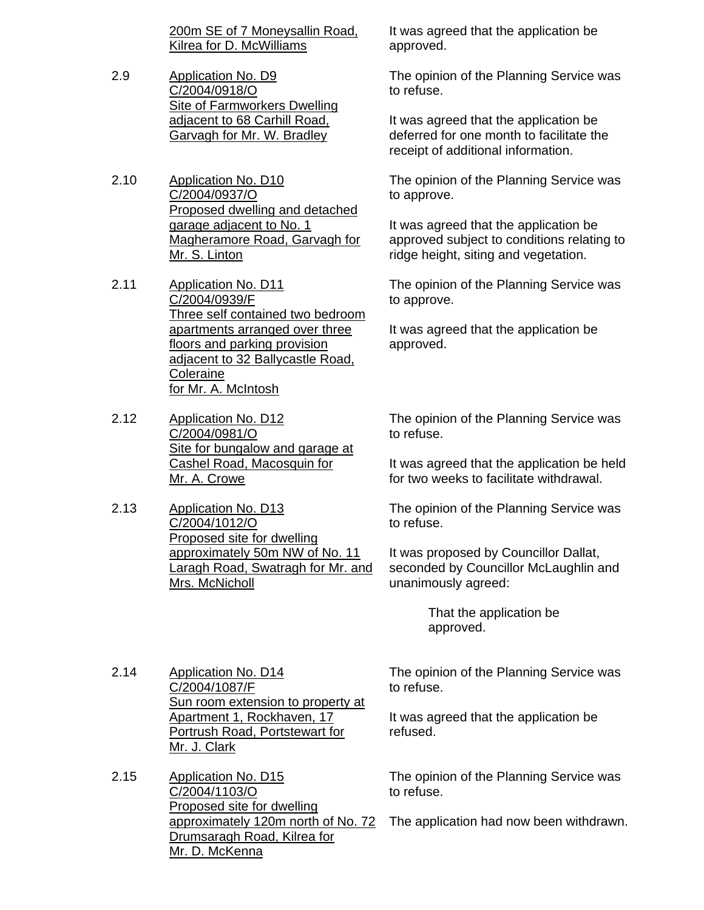| | | |
|---|---|---|
| | 200m SE of 7 Moneysallin Road, Kilrea for D. McWilliams | It was agreed that the application be approved. |
| 2.9 | Application No. D9<br>C/2004/0918/O<br>Site of Farmworkers Dwelling adjacent to 68 Carhill Road, Garvagh for Mr. W. Bradley | The opinion of the Planning Service was to refuse.<br><br>It was agreed that the application be deferred for one month to facilitate the receipt of additional information. |
| 2.10 | Application No. D10<br>C/2004/0937/O<br>Proposed dwelling and detached garage adjacent to No. 1 Magheramore Road, Garvagh for Mr. S. Linton | The opinion of the Planning Service was to approve.<br><br>It was agreed that the application be approved subject to conditions relating to ridge height, siting and vegetation. |
| 2.11 | Application No. D11<br>C/2004/0939/F<br>Three self contained two bedroom apartments arranged over three floors and parking provision adjacent to 32 Ballycastle Road, Coleraine for Mr. A. McIntosh | The opinion of the Planning Service was to approve.<br><br>It was agreed that the application be approved. |
| 2.12 | Application No. D12<br>C/2004/0981/O<br>Site for bungalow and garage at Cashel Road, Macosquin for Mr. A. Crowe | The opinion of the Planning Service was to refuse.<br><br>It was agreed that the application be held for two weeks to facilitate withdrawal. |
| 2.13 | Application No. D13<br>C/2004/1012/O<br>Proposed site for dwelling approximately 50m NW of No. 11 Laragh Road, Swatragh for Mr. and Mrs. McNicholl | The opinion of the Planning Service was to refuse.<br><br>It was proposed by Councillor Dallat, seconded by Councillor McLaughlin and unanimously agreed:<br><br>That the application be approved. |
| 2.14 | Application No. D14<br>C/2004/1087/F<br>Sun room extension to property at Apartment 1, Rockhaven, 17 Portrush Road, Portstewart for Mr. J. Clark | The opinion of the Planning Service was to refuse.<br><br>It was agreed that the application be refused. |
| 2.15 | Application No. D15<br>C/2004/1103/O<br>Proposed site for dwelling approximately 120m north of No. 72 Drumsaragh Road, Kilrea for Mr. D. McKenna | The opinion of the Planning Service was to refuse.<br><br>The application had now been withdrawn. |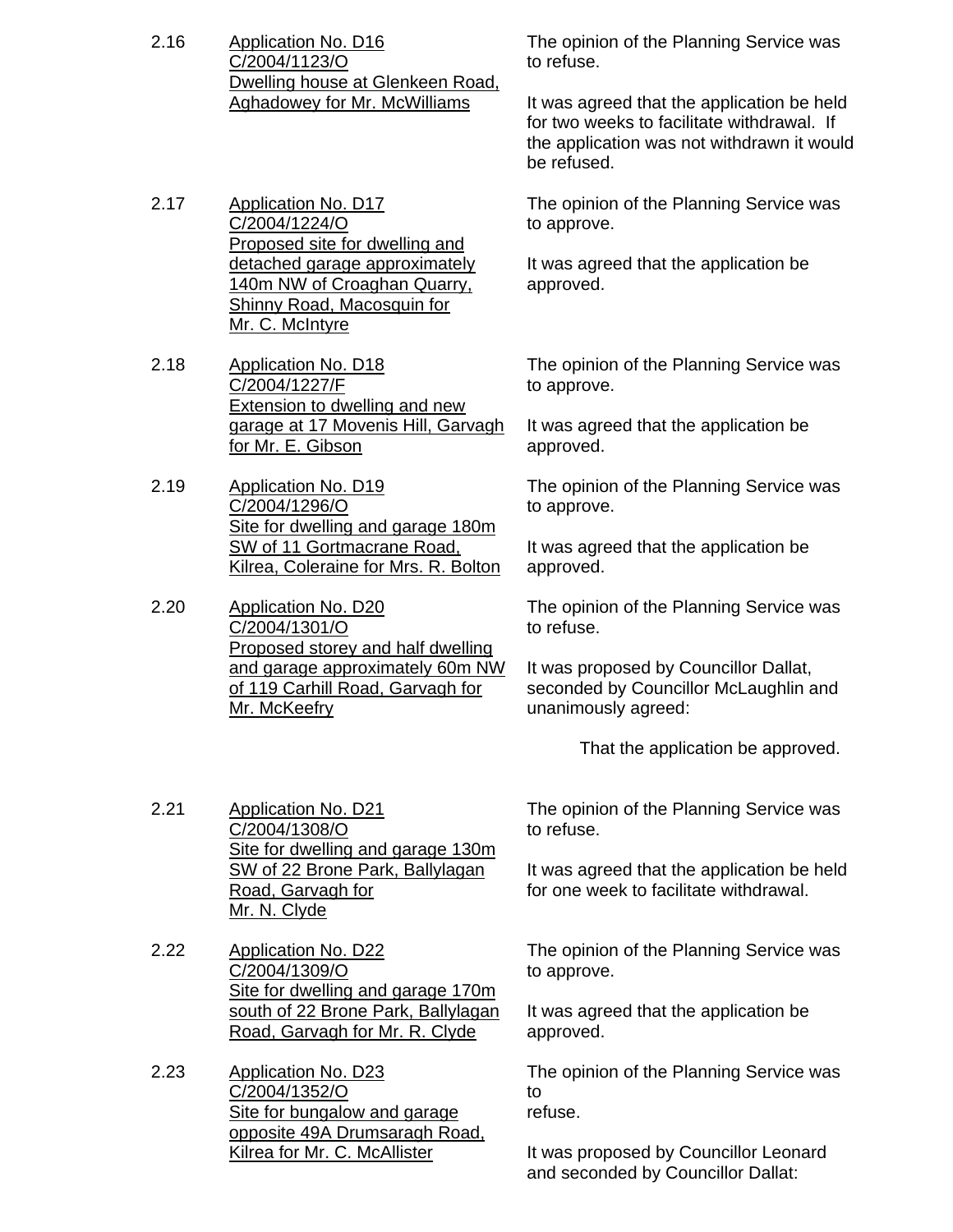2.16 Application No. D16
C/2004/1123/O
Dwelling house at Glenkeen Road, Aghadowey for Mr. McWilliams

The opinion of the Planning Service was to refuse.

It was agreed that the application be held for two weeks to facilitate withdrawal. If the application was not withdrawn it would be refused.

2.17 Application No. D17
C/2004/1224/O
Proposed site for dwelling and detached garage approximately 140m NW of Croaghan Quarry, Shinny Road, Macosquin for Mr. C. McIntyre

The opinion of the Planning Service was to approve.

It was agreed that the application be approved.

2.18 Application No. D18
C/2004/1227/F
Extension to dwelling and new garage at 17 Movenis Hill, Garvagh for Mr. E. Gibson

The opinion of the Planning Service was to approve.

It was agreed that the application be approved.

2.19 Application No. D19
C/2004/1296/O
Site for dwelling and garage 180m SW of 11 Gortmacrane Road, Kilrea, Coleraine for Mrs. R. Bolton

The opinion of the Planning Service was to approve.

It was agreed that the application be approved.

2.20 Application No. D20
C/2004/1301/O
Proposed storey and half dwelling and garage approximately 60m NW of 119 Carhill Road, Garvagh for Mr. McKeefry

The opinion of the Planning Service was to refuse.

It was proposed by Councillor Dallat, seconded by Councillor McLaughlin and unanimously agreed:

That the application be approved.

2.21 Application No. D21
C/2004/1308/O
Site for dwelling and garage 130m SW of 22 Brone Park, Ballylagan Road, Garvagh for Mr. N. Clyde

The opinion of the Planning Service was to refuse.

It was agreed that the application be held for one week to facilitate withdrawal.

2.22 Application No. D22
C/2004/1309/O
Site for dwelling and garage 170m south of 22 Brone Park, Ballylagan Road, Garvagh for Mr. R. Clyde

The opinion of the Planning Service was to approve.

It was agreed that the application be approved.

2.23 Application No. D23
C/2004/1352/O
Site for bungalow and garage opposite 49A Drumsaragh Road, Kilrea for Mr. C. McAllister

The opinion of the Planning Service was to refuse.

It was proposed by Councillor Leonard and seconded by Councillor Dallat: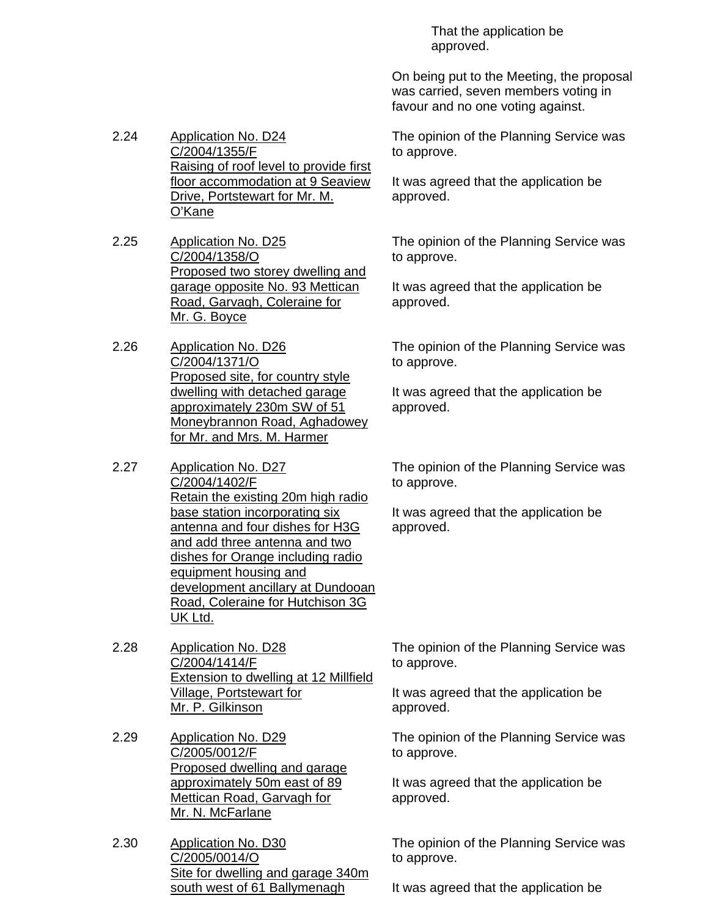That the application be approved.

On being put to the Meeting, the proposal was carried, seven members voting in favour and no one voting against.

2.24 Application No. D24 C/2004/1355/F Raising of roof level to provide first floor accommodation at 9 Seaview Drive, Portstewart for Mr. M. O'Kane

The opinion of the Planning Service was to approve.

It was agreed that the application be approved.

2.25 Application No. D25 C/2004/1358/O Proposed two storey dwelling and garage opposite No. 93 Mettican Road, Garvagh, Coleraine for Mr. G. Boyce

The opinion of the Planning Service was to approve.

It was agreed that the application be approved.

2.26 Application No. D26 C/2004/1371/O Proposed site, for country style dwelling with detached garage approximately 230m SW of 51 Moneybrannon Road, Aghadowey for Mr. and Mrs. M. Harmer

The opinion of the Planning Service was to approve.

It was agreed that the application be approved.

2.27 Application No. D27 C/2004/1402/F Retain the existing 20m high radio base station incorporating six antenna and four dishes for H3G and add three antenna and two dishes for Orange including radio equipment housing and development ancillary at Dundooan Road, Coleraine for Hutchison 3G UK Ltd.

The opinion of the Planning Service was to approve.

It was agreed that the application be approved.

2.28 Application No. D28 C/2004/1414/F Extension to dwelling at 12 Millfield Village, Portstewart for Mr. P. Gilkinson

The opinion of the Planning Service was to approve.

It was agreed that the application be approved.

2.29 Application No. D29 C/2005/0012/F Proposed dwelling and garage approximately 50m east of 89 Mettican Road, Garvagh for Mr. N. McFarlane

The opinion of the Planning Service was to approve.

It was agreed that the application be approved.

2.30 Application No. D30 C/2005/0014/O Site for dwelling and garage 340m south west of 61 Ballymenagh

The opinion of the Planning Service was to approve.

It was agreed that the application be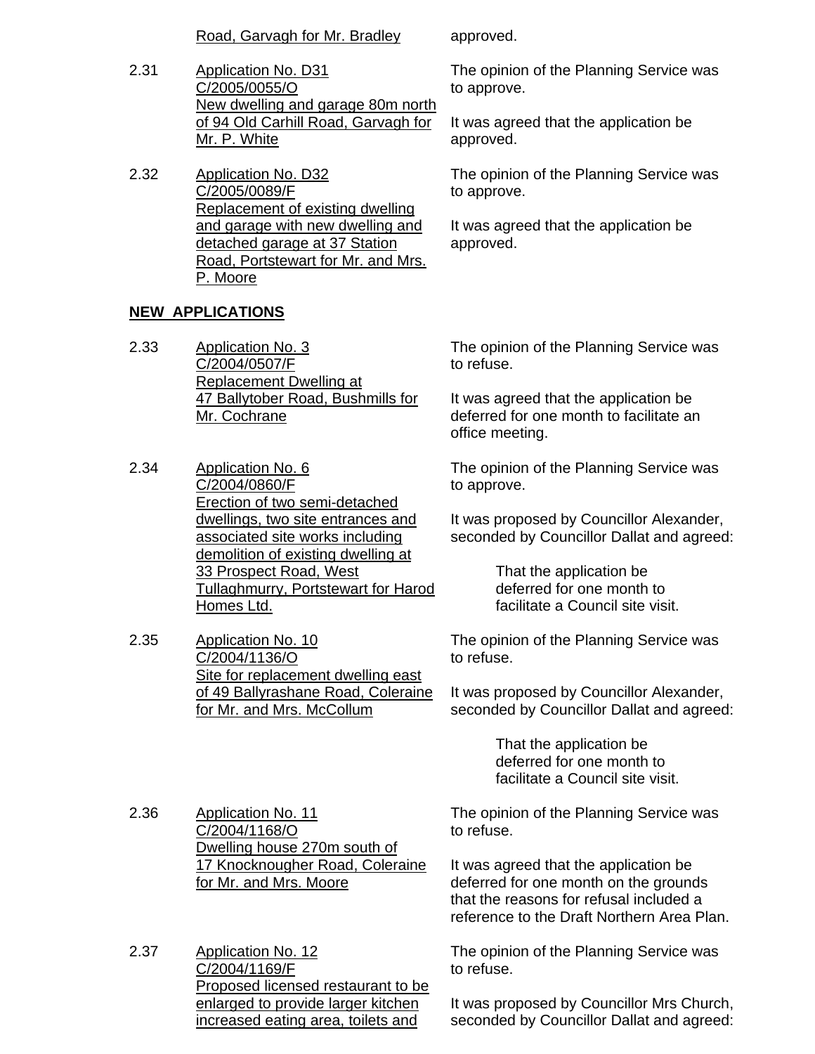Road, Garvagh for Mr. Bradley — approved.

2.31 Application No. D31
C/2005/0055/O
New dwelling and garage 80m north of 94 Old Carhill Road, Garvagh for Mr. P. White

The opinion of the Planning Service was to approve.

It was agreed that the application be approved.

2.32 Application No. D32
C/2005/0089/F
Replacement of existing dwelling and garage with new dwelling and detached garage at 37 Station Road, Portstewart for Mr. and Mrs. P. Moore

The opinion of the Planning Service was to approve.

It was agreed that the application be approved.

**NEW APPLICATIONS**

2.33 Application No. 3
C/2004/0507/F
Replacement Dwelling at 47 Ballytober Road, Bushmills for Mr. Cochrane

The opinion of the Planning Service was to refuse.

It was agreed that the application be deferred for one month to facilitate an office meeting.

2.34 Application No. 6
C/2004/0860/F
Erection of two semi-detached dwellings, two site entrances and associated site works including demolition of existing dwelling at 33 Prospect Road, West Tullaghmurry, Portstewart for Harod Homes Ltd.

The opinion of the Planning Service was to approve.

It was proposed by Councillor Alexander, seconded by Councillor Dallat and agreed:

> That the application be deferred for one month to facilitate a Council site visit.

2.35 Application No. 10
C/2004/1136/O
Site for replacement dwelling east of 49 Ballyrashane Road, Coleraine for Mr. and Mrs. McCollum

The opinion of the Planning Service was to refuse.

It was proposed by Councillor Alexander, seconded by Councillor Dallat and agreed:

> That the application be deferred for one month to facilitate a Council site visit.

2.36 Application No. 11
C/2004/1168/O
Dwelling house 270m south of 17 Knocknougher Road, Coleraine for Mr. and Mrs. Moore

The opinion of the Planning Service was to refuse.

It was agreed that the application be deferred for one month on the grounds that the reasons for refusal included a reference to the Draft Northern Area Plan.

2.37 Application No. 12
C/2004/1169/F
Proposed licensed restaurant to be enlarged to provide larger kitchen increased eating area, toilets and

The opinion of the Planning Service was to refuse.

It was proposed by Councillor Mrs Church, seconded by Councillor Dallat and agreed: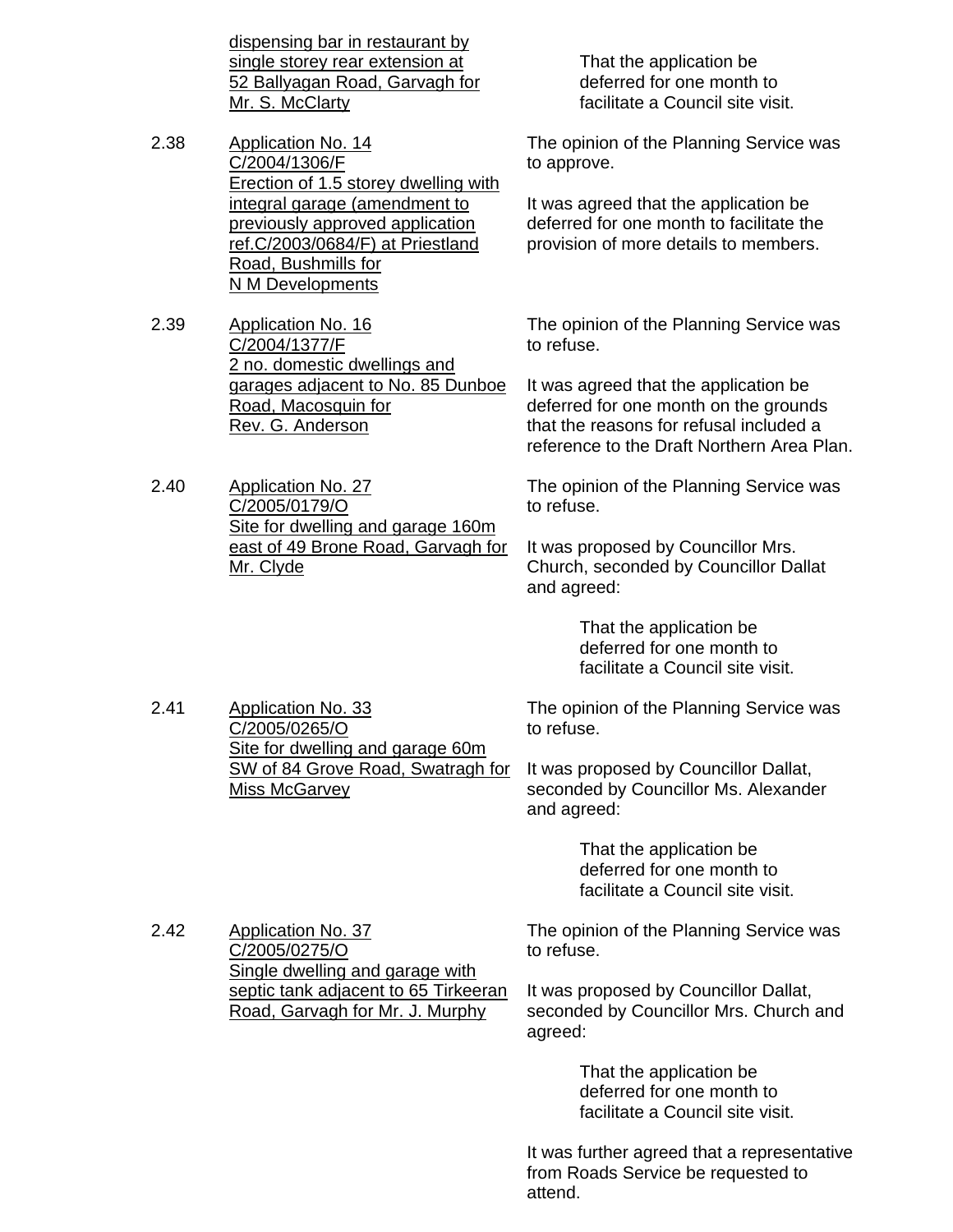<u>dispensing bar in restaurant by single storey rear extension at 52 Ballyagan Road, Garvagh for Mr. S. McClarty</u>

> That the application be deferred for one month to facilitate a Council site visit.

2.38 <u>Application No. 14<br>C/2004/1306/F<br>Erection of 1.5 storey dwelling with integral garage (amendment to previously approved application ref.C/2003/0684/F) at Priestland Road, Bushmills for N M Developments</u>

The opinion of the Planning Service was to approve.

It was agreed that the application be deferred for one month to facilitate the provision of more details to members.

2.39 <u>Application No. 16<br>C/2004/1377/F<br>2 no. domestic dwellings and garages adjacent to No. 85 Dunboe Road, Macosquin for Rev. G. Anderson</u>

The opinion of the Planning Service was to refuse.

It was agreed that the application be deferred for one month on the grounds that the reasons for refusal included a reference to the Draft Northern Area Plan.

2.40 <u>Application No. 27<br>C/2005/0179/O<br>Site for dwelling and garage 160m east of 49 Brone Road, Garvagh for Mr. Clyde</u>

The opinion of the Planning Service was to refuse.

It was proposed by Councillor Mrs. Church, seconded by Councillor Dallat and agreed:

> That the application be deferred for one month to facilitate a Council site visit.

2.41 <u>Application No. 33<br>C/2005/0265/O<br>Site for dwelling and garage 60m SW of 84 Grove Road, Swatragh for Miss McGarvey</u>

The opinion of the Planning Service was to refuse.

It was proposed by Councillor Dallat, seconded by Councillor Ms. Alexander and agreed:

> That the application be deferred for one month to facilitate a Council site visit.

2.42 <u>Application No. 37<br>C/2005/0275/O<br>Single dwelling and garage with septic tank adjacent to 65 Tirkeeran Road, Garvagh for Mr. J. Murphy</u>

The opinion of the Planning Service was to refuse.

It was proposed by Councillor Dallat, seconded by Councillor Mrs. Church and agreed:

> That the application be deferred for one month to facilitate a Council site visit.

It was further agreed that a representative from Roads Service be requested to attend.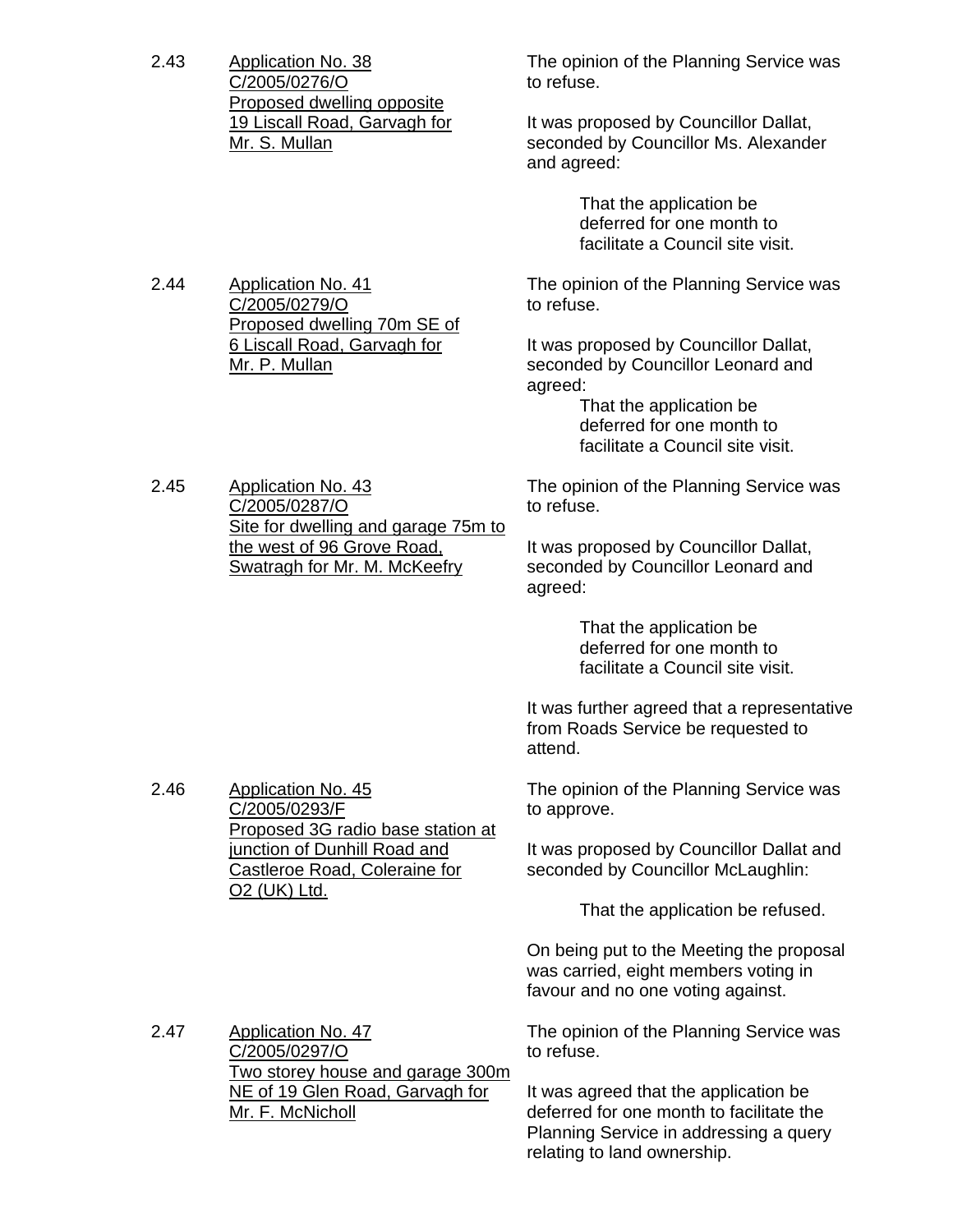2.43 <u>Application No. 38 C/2005/0276/O Proposed dwelling opposite 19 Liscall Road, Garvagh for Mr. S. Mullan</u>

The opinion of the Planning Service was to refuse.

It was proposed by Councillor Dallat, seconded by Councillor Ms. Alexander and agreed:

> That the application be deferred for one month to facilitate a Council site visit.

2.44 <u>Application No. 41 C/2005/0279/O Proposed dwelling 70m SE of 6 Liscall Road, Garvagh for Mr. P. Mullan</u>

The opinion of the Planning Service was to refuse.

It was proposed by Councillor Dallat, seconded by Councillor Leonard and agreed:

> That the application be deferred for one month to facilitate a Council site visit.

2.45 <u>Application No. 43 C/2005/0287/O Site for dwelling and garage 75m to the west of 96 Grove Road, Swatragh for Mr. M. McKeefry</u>

The opinion of the Planning Service was to refuse.

It was proposed by Councillor Dallat, seconded by Councillor Leonard and agreed:

> That the application be deferred for one month to facilitate a Council site visit.

It was further agreed that a representative from Roads Service be requested to attend.

2.46 <u>Application No. 45 C/2005/0293/F Proposed 3G radio base station at junction of Dunhill Road and Castleroe Road, Coleraine for O2 (UK) Ltd.</u>

The opinion of the Planning Service was to approve.

It was proposed by Councillor Dallat and seconded by Councillor McLaughlin:

> That the application be refused.

On being put to the Meeting the proposal was carried, eight members voting in favour and no one voting against.

2.47 <u>Application No. 47 C/2005/0297/O Two storey house and garage 300m NE of 19 Glen Road, Garvagh for Mr. F. McNicholl</u>

The opinion of the Planning Service was to refuse.

It was agreed that the application be deferred for one month to facilitate the Planning Service in addressing a query relating to land ownership.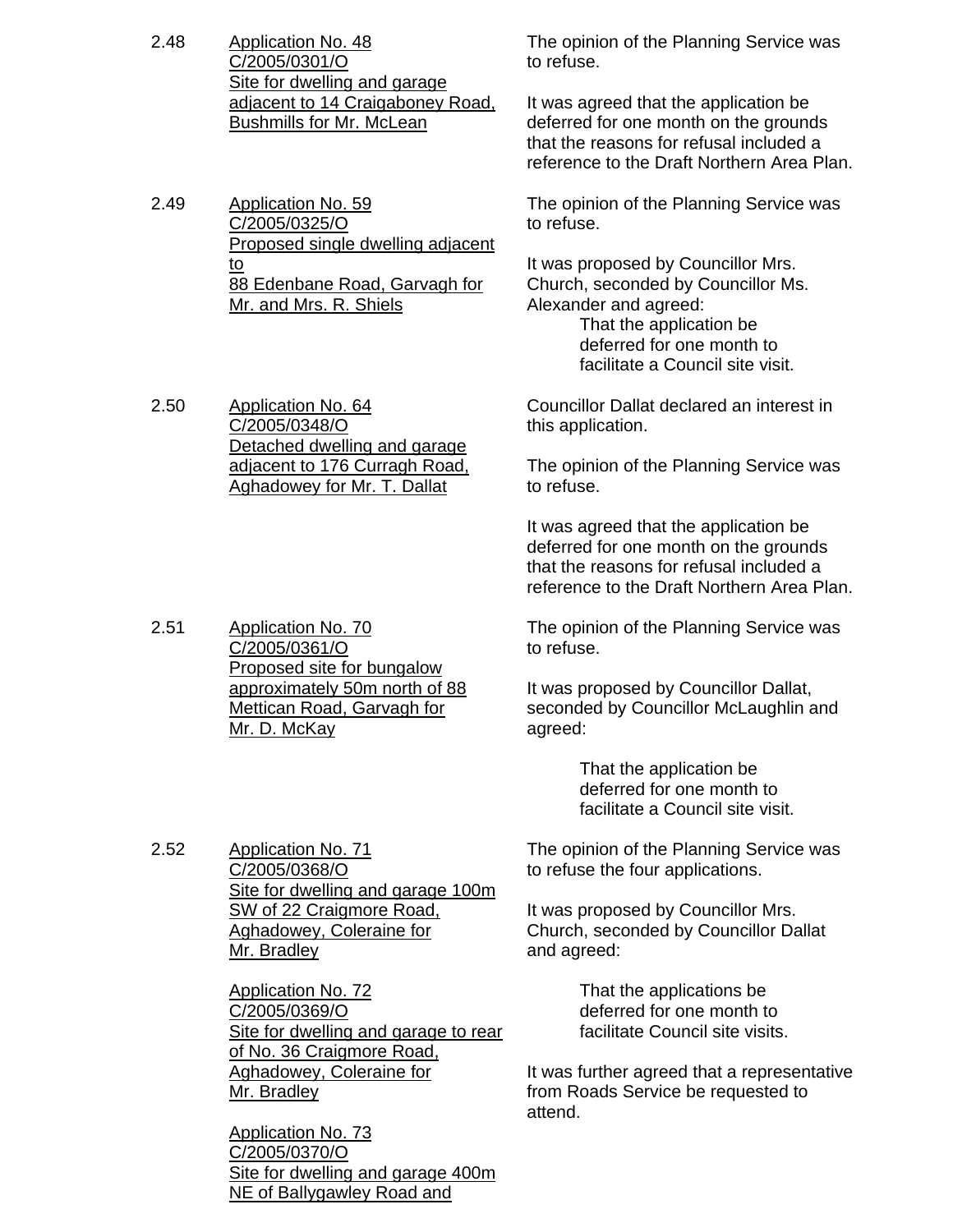2.48 **Application No. 48**
C/2005/0301/O
Site for dwelling and garage adjacent to 14 Craigaboney Road, Bushmills for Mr. McLean

The opinion of the Planning Service was to refuse.

It was agreed that the application be deferred for one month on the grounds that the reasons for refusal included a reference to the Draft Northern Area Plan.

2.49 **Application No. 59**
C/2005/0325/O
Proposed single dwelling adjacent to
88 Edenbane Road, Garvagh for Mr. and Mrs. R. Shiels

The opinion of the Planning Service was to refuse.

It was proposed by Councillor Mrs. Church, seconded by Councillor Ms. Alexander and agreed:

> That the application be deferred for one month to facilitate a Council site visit.

2.50 **Application No. 64**
C/2005/0348/O
Detached dwelling and garage adjacent to 176 Curragh Road, Aghadowey for Mr. T. Dallat

Councillor Dallat declared an interest in this application.

The opinion of the Planning Service was to refuse.

It was agreed that the application be deferred for one month on the grounds that the reasons for refusal included a reference to the Draft Northern Area Plan.

2.51 **Application No. 70**
C/2005/0361/O
Proposed site for bungalow approximately 50m north of 88 Mettican Road, Garvagh for Mr. D. McKay

The opinion of the Planning Service was to refuse.

It was proposed by Councillor Dallat, seconded by Councillor McLaughlin and agreed:

> That the application be deferred for one month to facilitate a Council site visit.

2.52 **Application No. 71**
C/2005/0368/O
Site for dwelling and garage 100m SW of 22 Craigmore Road, Aghadowey, Coleraine for Mr. Bradley

**Application No. 72**
C/2005/0369/O
Site for dwelling and garage to rear of No. 36 Craigmore Road, Aghadowey, Coleraine for Mr. Bradley

**Application No. 73**
C/2005/0370/O
Site for dwelling and garage 400m NE of Ballygawley Road and

The opinion of the Planning Service was to refuse the four applications.

It was proposed by Councillor Mrs. Church, seconded by Councillor Dallat and agreed:

> That the applications be deferred for one month to facilitate Council site visits.

It was further agreed that a representative from Roads Service be requested to attend.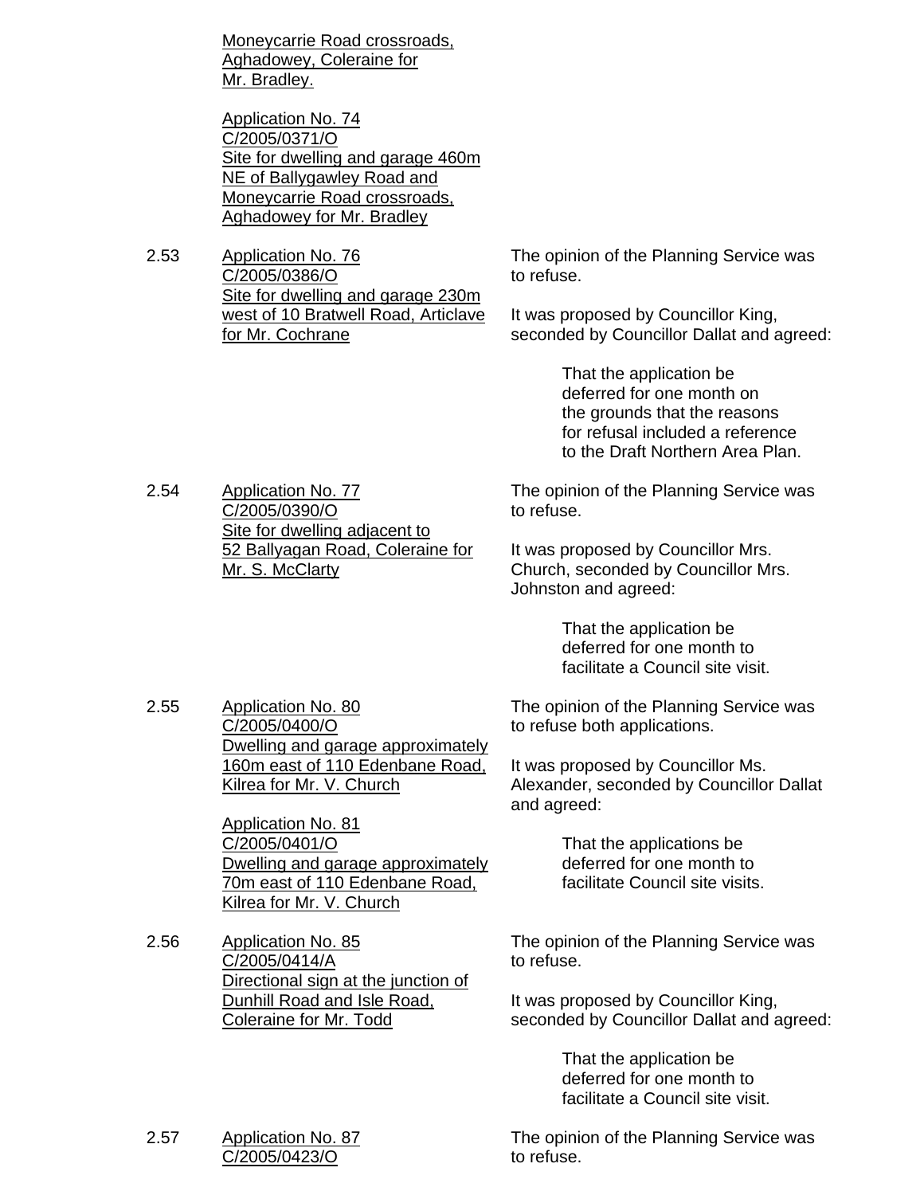Moneycarrie Road crossroads, Aghadowey, Coleraine for Mr. Bradley.

Application No. 74
C/2005/0371/O
Site for dwelling and garage 460m NE of Ballygawley Road and Moneycarrie Road crossroads, Aghadowey for Mr. Bradley

2.53 Application No. 76
C/2005/0386/O
Site for dwelling and garage 230m west of 10 Bratwell Road, Articlave for Mr. Cochrane

The opinion of the Planning Service was to refuse.

It was proposed by Councillor King, seconded by Councillor Dallat and agreed:

> That the application be deferred for one month on the grounds that the reasons for refusal included a reference to the Draft Northern Area Plan.

2.54 Application No. 77
C/2005/0390/O
Site for dwelling adjacent to 52 Ballyagan Road, Coleraine for Mr. S. McClarty

The opinion of the Planning Service was to refuse.

It was proposed by Councillor Mrs. Church, seconded by Councillor Mrs. Johnston and agreed:

> That the application be deferred for one month to facilitate a Council site visit.

2.55 Application No. 80
C/2005/0400/O
Dwelling and garage approximately 160m east of 110 Edenbane Road, Kilrea for Mr. V. Church

Application No. 81
C/2005/0401/O
Dwelling and garage approximately 70m east of 110 Edenbane Road, Kilrea for Mr. V. Church

The opinion of the Planning Service was to refuse both applications.

It was proposed by Councillor Ms. Alexander, seconded by Councillor Dallat and agreed:

> That the applications be deferred for one month to facilitate Council site visits.

2.56 Application No. 85
C/2005/0414/A
Directional sign at the junction of Dunhill Road and Isle Road, Coleraine for Mr. Todd

The opinion of the Planning Service was to refuse.

It was proposed by Councillor King, seconded by Councillor Dallat and agreed:

> That the application be deferred for one month to facilitate a Council site visit.

2.57 Application No. 87
C/2005/0423/O

The opinion of the Planning Service was to refuse.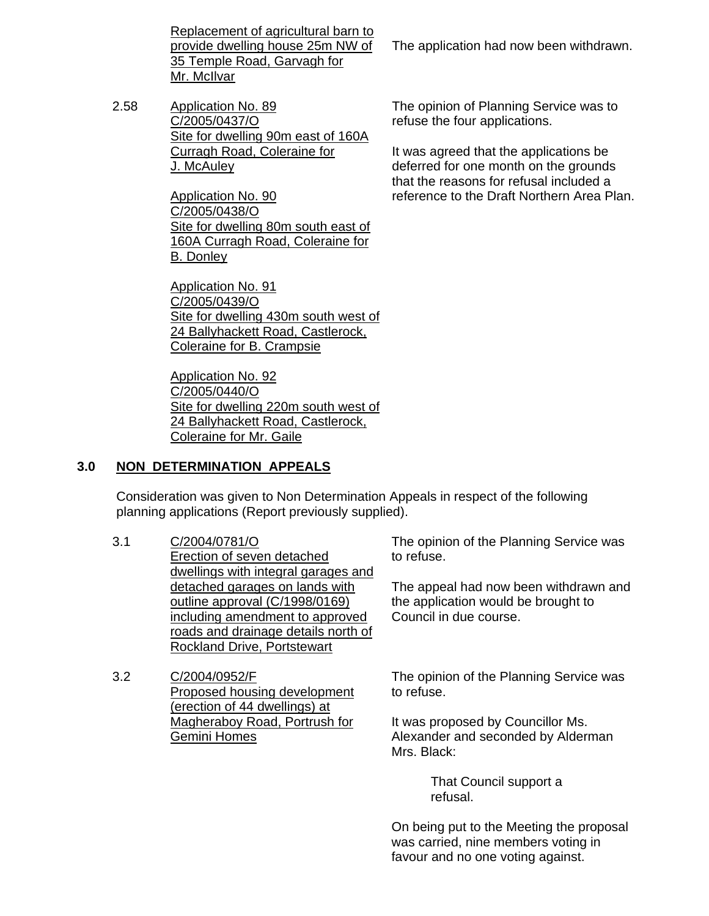Replacement of agricultural barn to provide dwelling house 25m NW of 35 Temple Road, Garvagh for Mr. McIlvar

The application had now been withdrawn.

2.58 Application No. 89
C/2005/0437/O
Site for dwelling 90m east of 160A Curragh Road, Coleraine for J. McAuley

Application No. 90
C/2005/0438/O
Site for dwelling 80m south east of 160A Curragh Road, Coleraine for B. Donley

Application No. 91
C/2005/0439/O
Site for dwelling 430m south west of 24 Ballyhackett Road, Castlerock, Coleraine for B. Crampsie

Application No. 92
C/2005/0440/O
Site for dwelling 220m south west of 24 Ballyhackett Road, Castlerock, Coleraine for Mr. Gaile

The opinion of Planning Service was to refuse the four applications.

It was agreed that the applications be deferred for one month on the grounds that the reasons for refusal included a reference to the Draft Northern Area Plan.

## 3.0 NON DETERMINATION APPEALS

Consideration was given to Non Determination Appeals in respect of the following planning applications (Report previously supplied).

3.1 C/2004/0781/O
Erection of seven detached dwellings with integral garages and detached garages on lands with outline approval (C/1998/0169) including amendment to approved roads and drainage details north of Rockland Drive, Portstewart

The opinion of the Planning Service was to refuse.

The appeal had now been withdrawn and the application would be brought to Council in due course.

3.2 C/2004/0952/F
Proposed housing development (erection of 44 dwellings) at Magheraboy Road, Portrush for Gemini Homes

The opinion of the Planning Service was to refuse.

It was proposed by Councillor Ms. Alexander and seconded by Alderman Mrs. Black:

> That Council support a refusal.

On being put to the Meeting the proposal was carried, nine members voting in favour and no one voting against.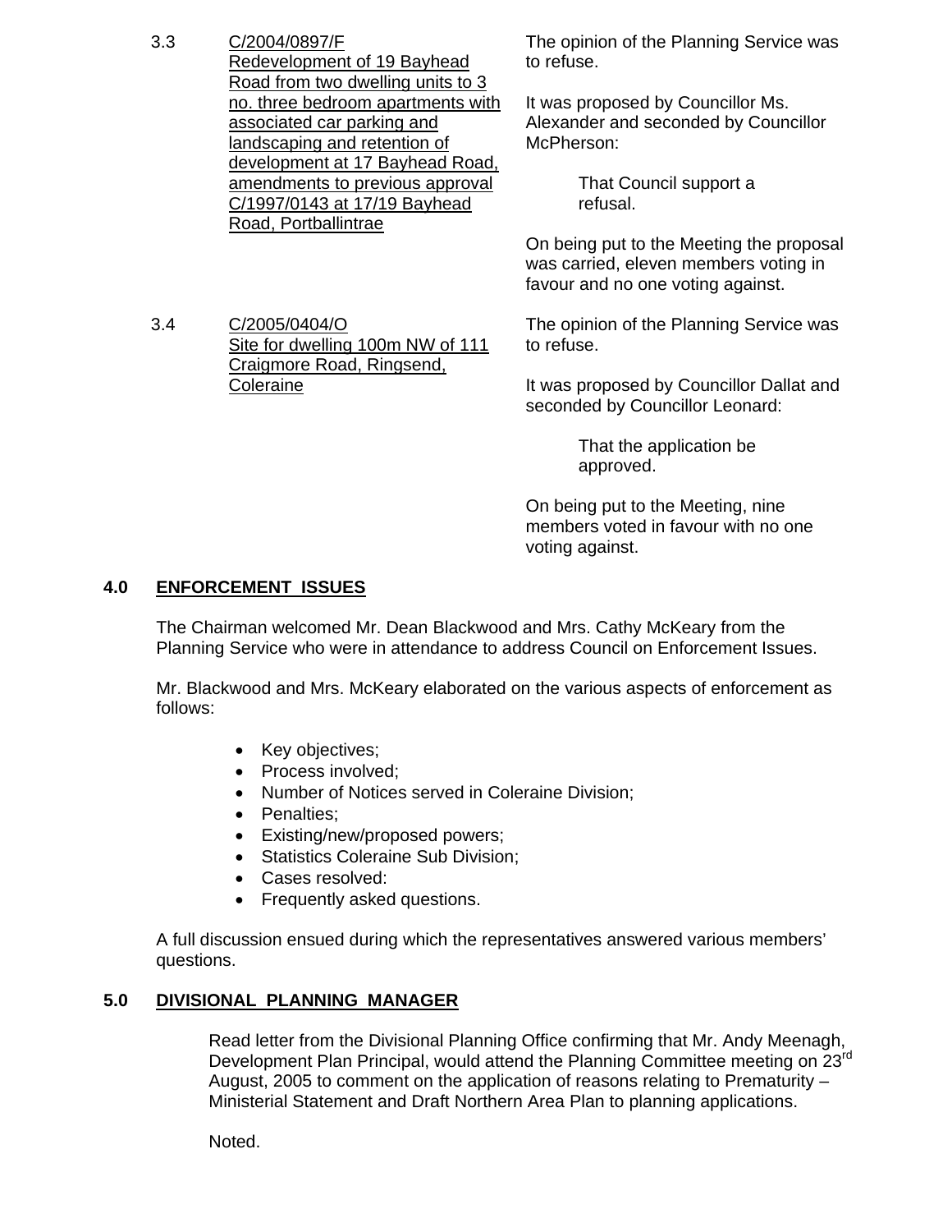3.3 C/2004/0897/F
Redevelopment of 19 Bayhead Road from two dwelling units to 3 no. three bedroom apartments with associated car parking and landscaping and retention of development at 17 Bayhead Road, amendments to previous approval C/1997/0143 at 17/19 Bayhead Road, Portballintrae

The opinion of the Planning Service was to refuse.

It was proposed by Councillor Ms. Alexander and seconded by Councillor McPherson:

> That Council support a refusal.

On being put to the Meeting the proposal was carried, eleven members voting in favour and no one voting against.

3.4 C/2005/0404/O
Site for dwelling 100m NW of 111 Craigmore Road, Ringsend, Coleraine

The opinion of the Planning Service was to refuse.

It was proposed by Councillor Dallat and seconded by Councillor Leonard:

> That the application be approved.

On being put to the Meeting, nine members voted in favour with no one voting against.

## 4.0 ENFORCEMENT ISSUES

The Chairman welcomed Mr. Dean Blackwood and Mrs. Cathy McKeary from the Planning Service who were in attendance to address Council on Enforcement Issues.

Mr. Blackwood and Mrs. McKeary elaborated on the various aspects of enforcement as follows:

- Key objectives;
- Process involved;
- Number of Notices served in Coleraine Division;
- Penalties;
- Existing/new/proposed powers;
- Statistics Coleraine Sub Division;
- Cases resolved:
- Frequently asked questions.

A full discussion ensued during which the representatives answered various members' questions.

## 5.0 DIVISIONAL PLANNING MANAGER

Read letter from the Divisional Planning Office confirming that Mr. Andy Meenagh, Development Plan Principal, would attend the Planning Committee meeting on 23rd August, 2005 to comment on the application of reasons relating to Prematurity – Ministerial Statement and Draft Northern Area Plan to planning applications.

Noted.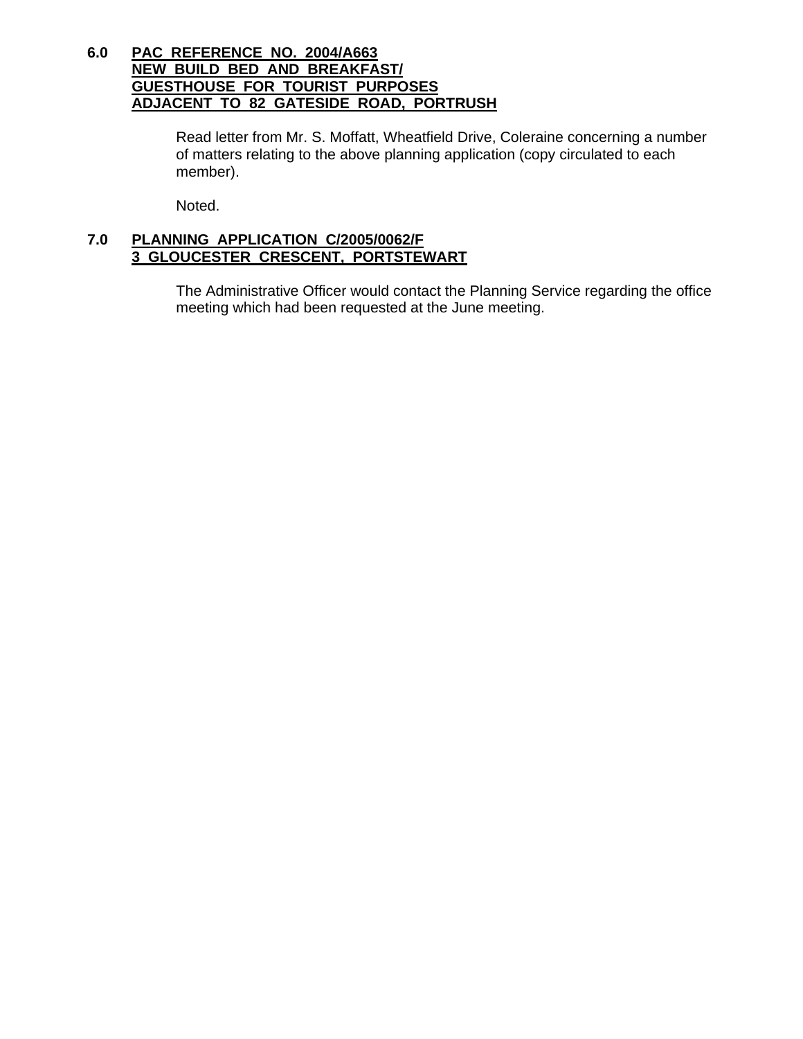**6.0 PAC REFERENCE NO. 2004/A663**
**NEW BUILD BED AND BREAKFAST/**
**GUESTHOUSE FOR TOURIST PURPOSES**
**ADJACENT TO 82 GATESIDE ROAD, PORTRUSH**

Read letter from Mr. S. Moffatt, Wheatfield Drive, Coleraine concerning a number of matters relating to the above planning application (copy circulated to each member).

Noted.

**7.0 PLANNING APPLICATION C/2005/0062/F**
**3 GLOUCESTER CRESCENT, PORTSTEWART**

The Administrative Officer would contact the Planning Service regarding the office meeting which had been requested at the June meeting.